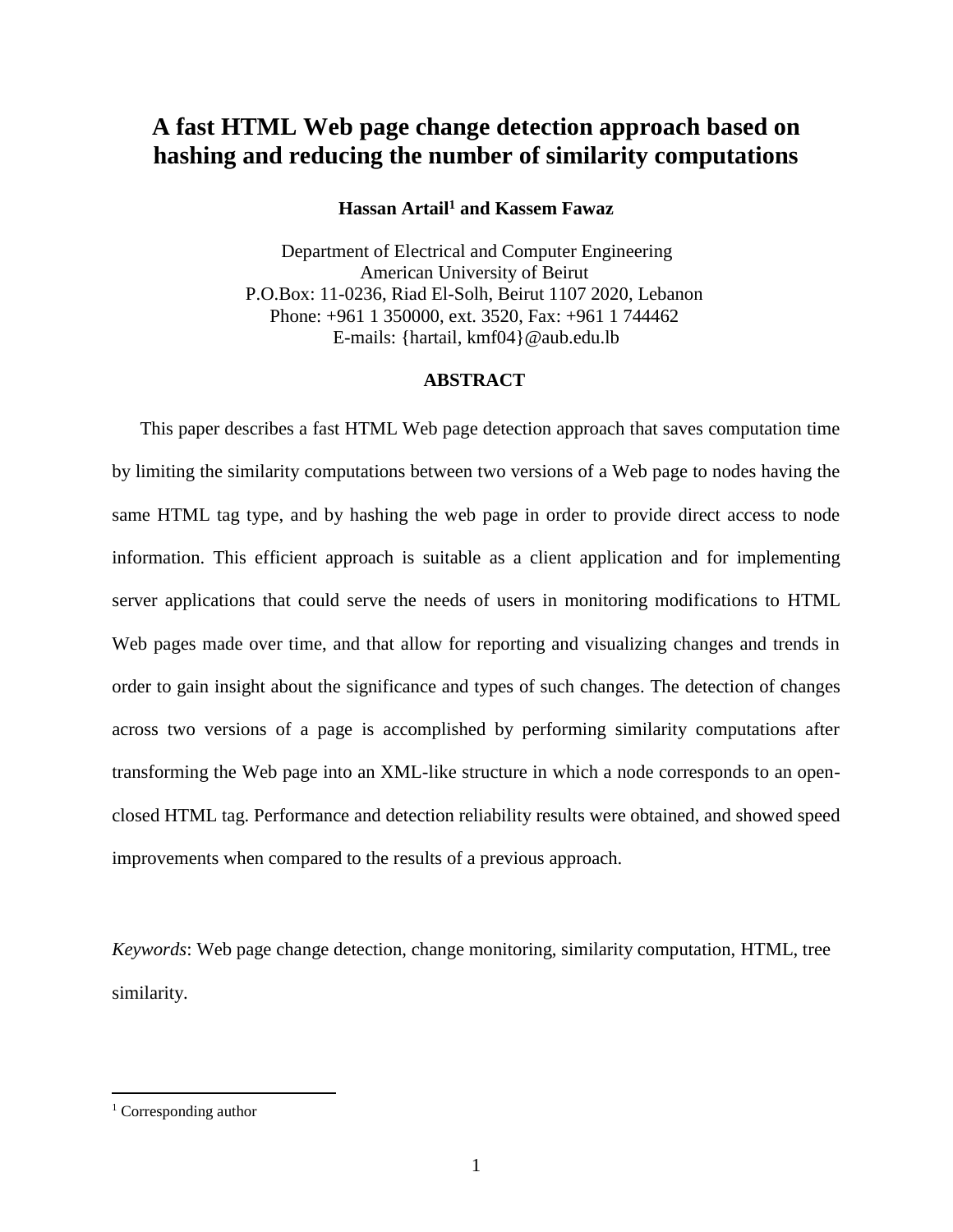# A fast HTML Web page change detection approach based on hashing and reducing the number of similarity computations

**Hassan Artail[1] and Kassem Fawaz**

Department of Electrical and Computer Engineering
American University of Beirut
P.O.Box: 11-0236, Riad El-Solh, Beirut 1107 2020, Lebanon
Phone: +961 1 350000, ext. 3520, Fax: +961 1 744462
E-mails: {hartail, kmf04}@aub.edu.lb

## ABSTRACT

This paper describes a fast HTML Web page detection approach that saves computation time by limiting the similarity computations between two versions of a Web page to nodes having the same HTML tag type, and by hashing the web page in order to provide direct access to node information. This efficient approach is suitable as a client application and for implementing server applications that could serve the needs of users in monitoring modifications to HTML Web pages made over time, and that allow for reporting and visualizing changes and trends in order to gain insight about the significance and types of such changes. The detection of changes across two versions of a page is accomplished by performing similarity computations after transforming the Web page into an XML-like structure in which a node corresponds to an open-closed HTML tag. Performance and detection reliability results were obtained, and showed speed improvements when compared to the results of a previous approach.

*Keywords*: Web page change detection, change monitoring, similarity computation, HTML, tree similarity.

---

[1] Corresponding author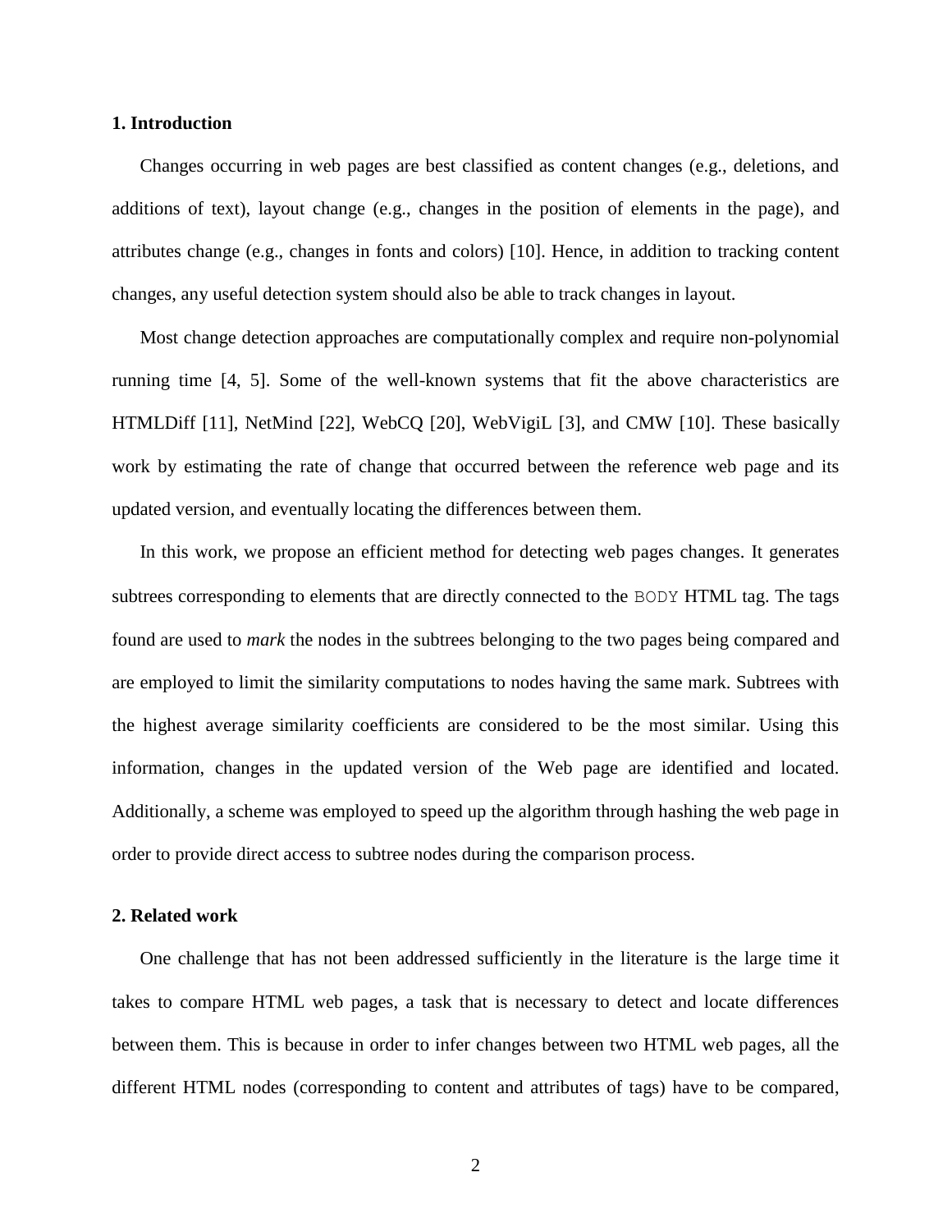## 1. Introduction

Changes occurring in web pages are best classified as content changes (e.g., deletions, and additions of text), layout change (e.g., changes in the position of elements in the page), and attributes change (e.g., changes in fonts and colors) [10]. Hence, in addition to tracking content changes, any useful detection system should also be able to track changes in layout.

Most change detection approaches are computationally complex and require non-polynomial running time [4, 5]. Some of the well-known systems that fit the above characteristics are HTMLDiff [11], NetMind [22], WebCQ [20], WebVigiL [3], and CMW [10]. These basically work by estimating the rate of change that occurred between the reference web page and its updated version, and eventually locating the differences between them.

In this work, we propose an efficient method for detecting web pages changes. It generates subtrees corresponding to elements that are directly connected to the `BODY` HTML tag. The tags found are used to *mark* the nodes in the subtrees belonging to the two pages being compared and are employed to limit the similarity computations to nodes having the same mark. Subtrees with the highest average similarity coefficients are considered to be the most similar. Using this information, changes in the updated version of the Web page are identified and located. Additionally, a scheme was employed to speed up the algorithm through hashing the web page in order to provide direct access to subtree nodes during the comparison process.

## 2. Related work

One challenge that has not been addressed sufficiently in the literature is the large time it takes to compare HTML web pages, a task that is necessary to detect and locate differences between them. This is because in order to infer changes between two HTML web pages, all the different HTML nodes (corresponding to content and attributes of tags) have to be compared,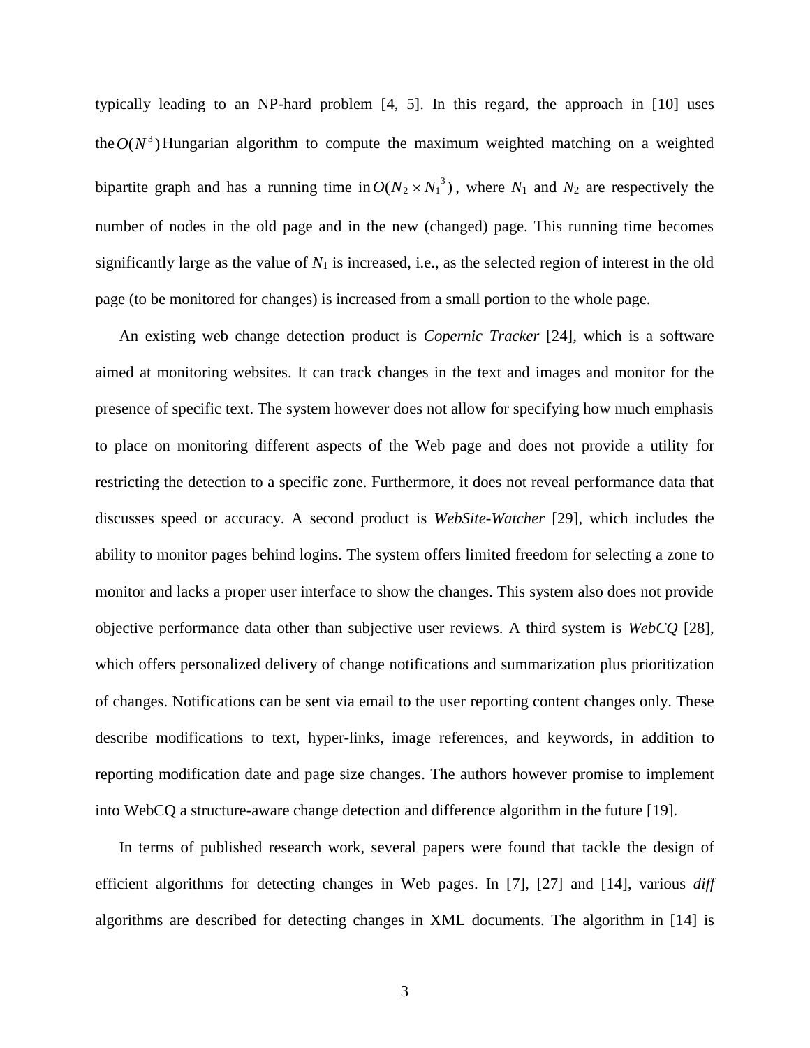typically leading to an NP-hard problem [4, 5]. In this regard, the approach in [10] uses the $O(N^3)$ Hungarian algorithm to compute the maximum weighted matching on a weighted bipartite graph and has a running time in $O(N_2 \times N_1^3)$, where $N_1$ and $N_2$ are respectively the number of nodes in the old page and in the new (changed) page. This running time becomes significantly large as the value of $N_1$ is increased, i.e., as the selected region of interest in the old page (to be monitored for changes) is increased from a small portion to the whole page.

An existing web change detection product is *Copernic Tracker* [24], which is a software aimed at monitoring websites. It can track changes in the text and images and monitor for the presence of specific text. The system however does not allow for specifying how much emphasis to place on monitoring different aspects of the Web page and does not provide a utility for restricting the detection to a specific zone. Furthermore, it does not reveal performance data that discusses speed or accuracy. A second product is *WebSite-Watcher* [29], which includes the ability to monitor pages behind logins. The system offers limited freedom for selecting a zone to monitor and lacks a proper user interface to show the changes. This system also does not provide objective performance data other than subjective user reviews. A third system is *WebCQ* [28], which offers personalized delivery of change notifications and summarization plus prioritization of changes. Notifications can be sent via email to the user reporting content changes only. These describe modifications to text, hyper-links, image references, and keywords, in addition to reporting modification date and page size changes. The authors however promise to implement into WebCQ a structure-aware change detection and difference algorithm in the future [19].

In terms of published research work, several papers were found that tackle the design of efficient algorithms for detecting changes in Web pages. In [7], [27] and [14], various *diff* algorithms are described for detecting changes in XML documents. The algorithm in [14] is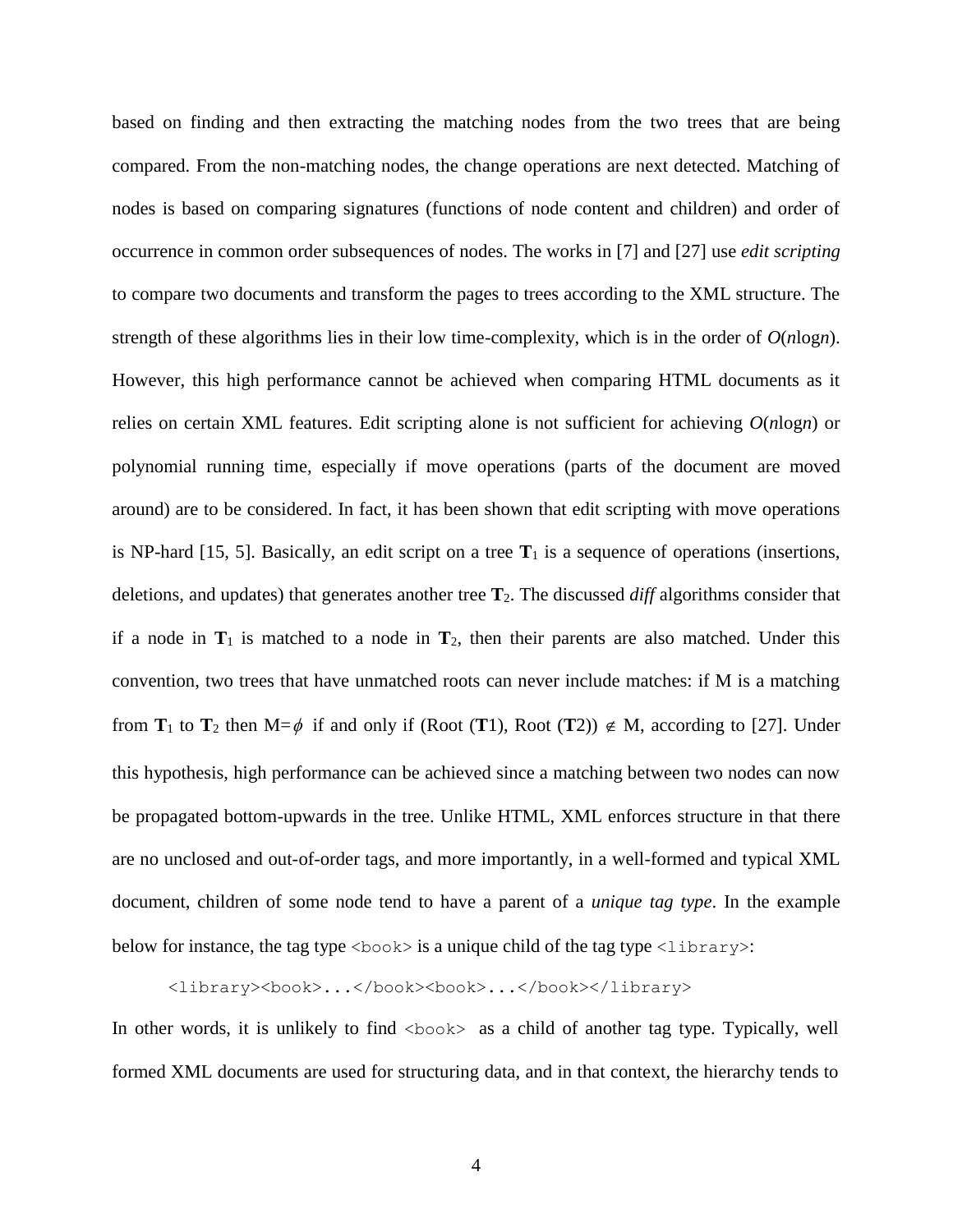based on finding and then extracting the matching nodes from the two trees that are being compared. From the non-matching nodes, the change operations are next detected. Matching of nodes is based on comparing signatures (functions of node content and children) and order of occurrence in common order subsequences of nodes. The works in [7] and [27] use *edit scripting* to compare two documents and transform the pages to trees according to the XML structure. The strength of these algorithms lies in their low time-complexity, which is in the order of $O(n\log n)$. However, this high performance cannot be achieved when comparing HTML documents as it relies on certain XML features. Edit scripting alone is not sufficient for achieving $O(n\log n)$ or polynomial running time, especially if move operations (parts of the document are moved around) are to be considered. In fact, it has been shown that edit scripting with move operations is NP-hard [15, 5]. Basically, an edit script on a tree $\mathbf{T}_1$ is a sequence of operations (insertions, deletions, and updates) that generates another tree $\mathbf{T}_2$. The discussed *diff* algorithms consider that if a node in $\mathbf{T}_1$ is matched to a node in $\mathbf{T}_2$, then their parents are also matched. Under this convention, two trees that have unmatched roots can never include matches: if M is a matching from $\mathbf{T}_1$ to $\mathbf{T}_2$ then $M=\phi$ if and only if (Root (**T**1), Root (**T**2)) $\notin$ M, according to [27]. Under this hypothesis, high performance can be achieved since a matching between two nodes can now be propagated bottom-upwards in the tree. Unlike HTML, XML enforces structure in that there are no unclosed and out-of-order tags, and more importantly, in a well-formed and typical XML document, children of some node tend to have a parent of a *unique tag type*. In the example below for instance, the tag type `<book>` is a unique child of the tag type `<library>`:

```
<library><book>...</book><book>...</book></library>
```

In other words, it is unlikely to find `<book>` as a child of another tag type. Typically, well formed XML documents are used for structuring data, and in that context, the hierarchy tends to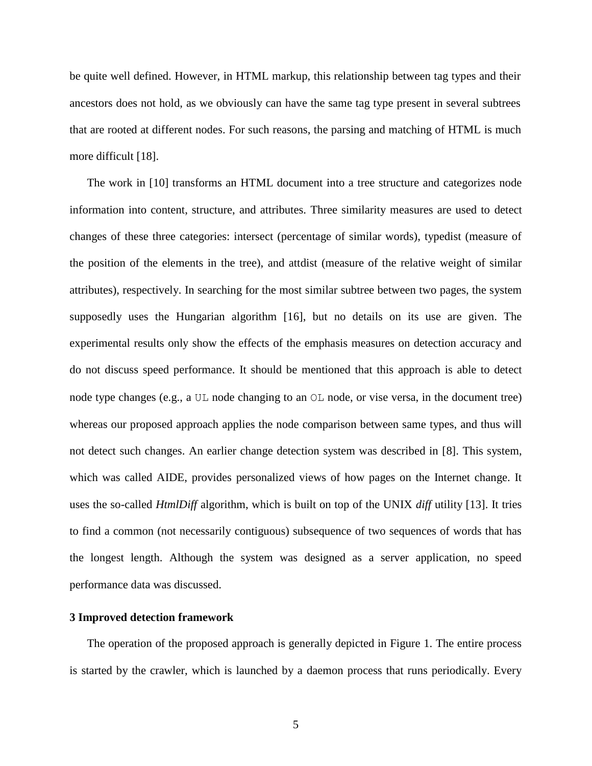be quite well defined. However, in HTML markup, this relationship between tag types and their ancestors does not hold, as we obviously can have the same tag type present in several subtrees that are rooted at different nodes. For such reasons, the parsing and matching of HTML is much more difficult [18].

The work in [10] transforms an HTML document into a tree structure and categorizes node information into content, structure, and attributes. Three similarity measures are used to detect changes of these three categories: intersect (percentage of similar words), typedist (measure of the position of the elements in the tree), and attdist (measure of the relative weight of similar attributes), respectively. In searching for the most similar subtree between two pages, the system supposedly uses the Hungarian algorithm [16], but no details on its use are given. The experimental results only show the effects of the emphasis measures on detection accuracy and do not discuss speed performance. It should be mentioned that this approach is able to detect node type changes (e.g., a `UL` node changing to an `OL` node, or vise versa, in the document tree) whereas our proposed approach applies the node comparison between same types, and thus will not detect such changes. An earlier change detection system was described in [8]. This system, which was called AIDE, provides personalized views of how pages on the Internet change. It uses the so-called *HtmlDiff* algorithm, which is built on top of the UNIX *diff* utility [13]. It tries to find a common (not necessarily contiguous) subsequence of two sequences of words that has the longest length. Although the system was designed as a server application, no speed performance data was discussed.

## 3 Improved detection framework

The operation of the proposed approach is generally depicted in Figure 1. The entire process is started by the crawler, which is launched by a daemon process that runs periodically. Every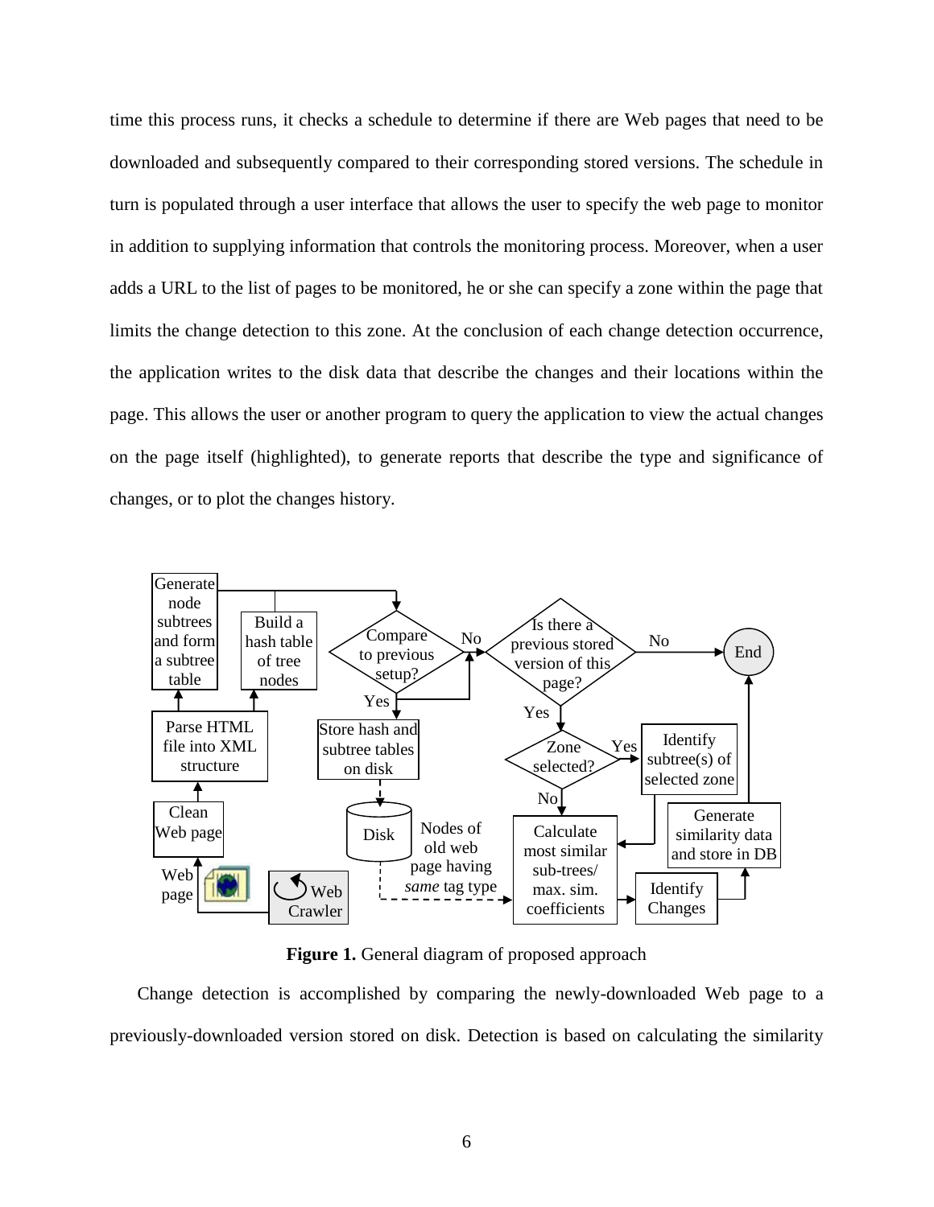time this process runs, it checks a schedule to determine if there are Web pages that need to be downloaded and subsequently compared to their corresponding stored versions. The schedule in turn is populated through a user interface that allows the user to specify the web page to monitor in addition to supplying information that controls the monitoring process. Moreover, when a user adds a URL to the list of pages to be monitored, he or she can specify a zone within the page that limits the change detection to this zone. At the conclusion of each change detection occurrence, the application writes to the disk data that describe the changes and their locations within the page. This allows the user or another program to query the application to view the actual changes on the page itself (highlighted), to generate reports that describe the type and significance of changes, or to plot the changes history.

**Figure 1.** General diagram of proposed approach

Change detection is accomplished by comparing the newly-downloaded Web page to a previously-downloaded version stored on disk. Detection is based on calculating the similarity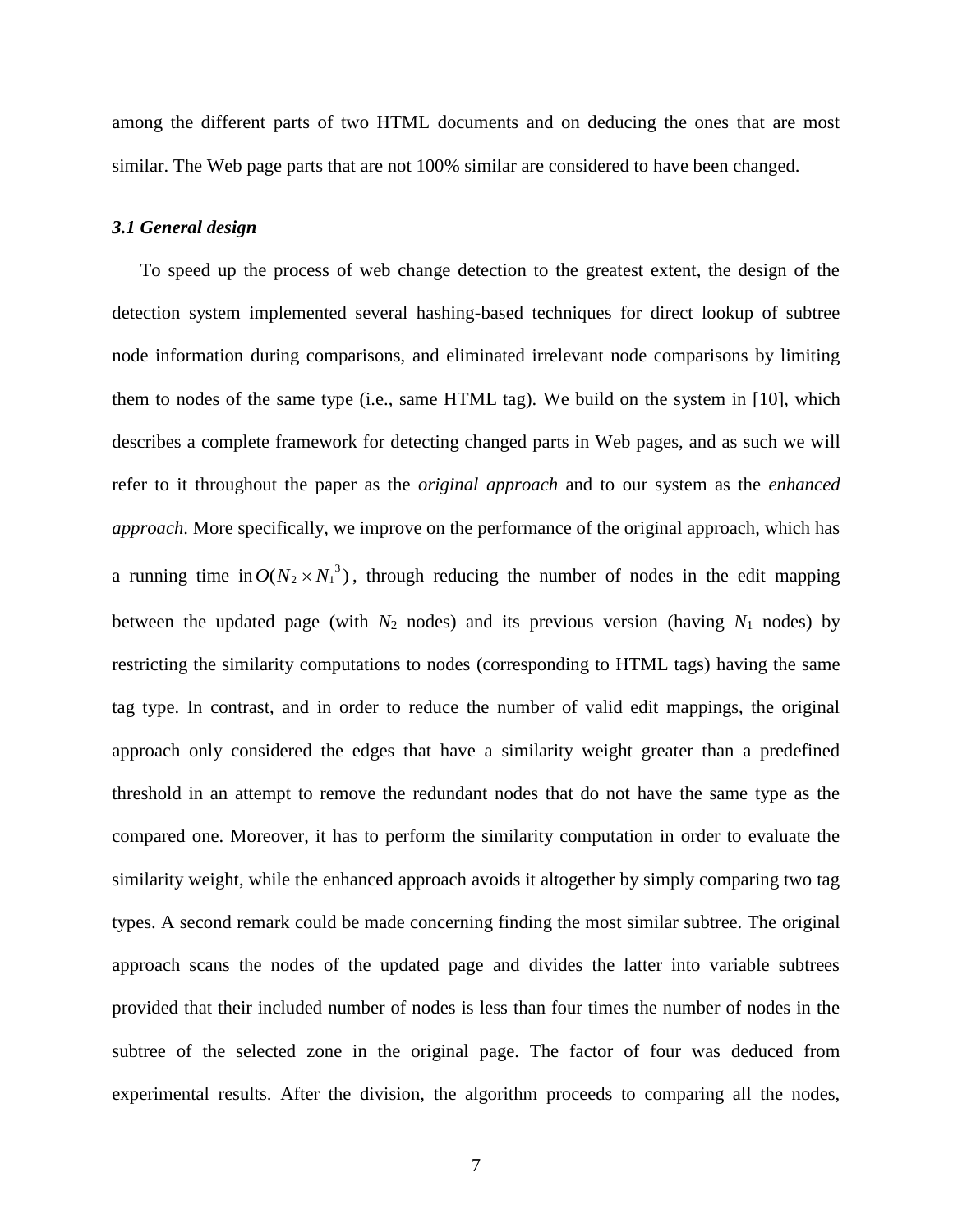among the different parts of two HTML documents and on deducing the ones that are most similar. The Web page parts that are not 100% similar are considered to have been changed.

### *3.1 General design*

To speed up the process of web change detection to the greatest extent, the design of the detection system implemented several hashing-based techniques for direct lookup of subtree node information during comparisons, and eliminated irrelevant node comparisons by limiting them to nodes of the same type (i.e., same HTML tag). We build on the system in [10], which describes a complete framework for detecting changed parts in Web pages, and as such we will refer to it throughout the paper as the *original approach* and to our system as the *enhanced approach*. More specifically, we improve on the performance of the original approach, which has a running time in $O(N_2 \times N_1^3)$, through reducing the number of nodes in the edit mapping between the updated page (with $N_2$ nodes) and its previous version (having $N_1$ nodes) by restricting the similarity computations to nodes (corresponding to HTML tags) having the same tag type. In contrast, and in order to reduce the number of valid edit mappings, the original approach only considered the edges that have a similarity weight greater than a predefined threshold in an attempt to remove the redundant nodes that do not have the same type as the compared one. Moreover, it has to perform the similarity computation in order to evaluate the similarity weight, while the enhanced approach avoids it altogether by simply comparing two tag types. A second remark could be made concerning finding the most similar subtree. The original approach scans the nodes of the updated page and divides the latter into variable subtrees provided that their included number of nodes is less than four times the number of nodes in the subtree of the selected zone in the original page. The factor of four was deduced from experimental results. After the division, the algorithm proceeds to comparing all the nodes,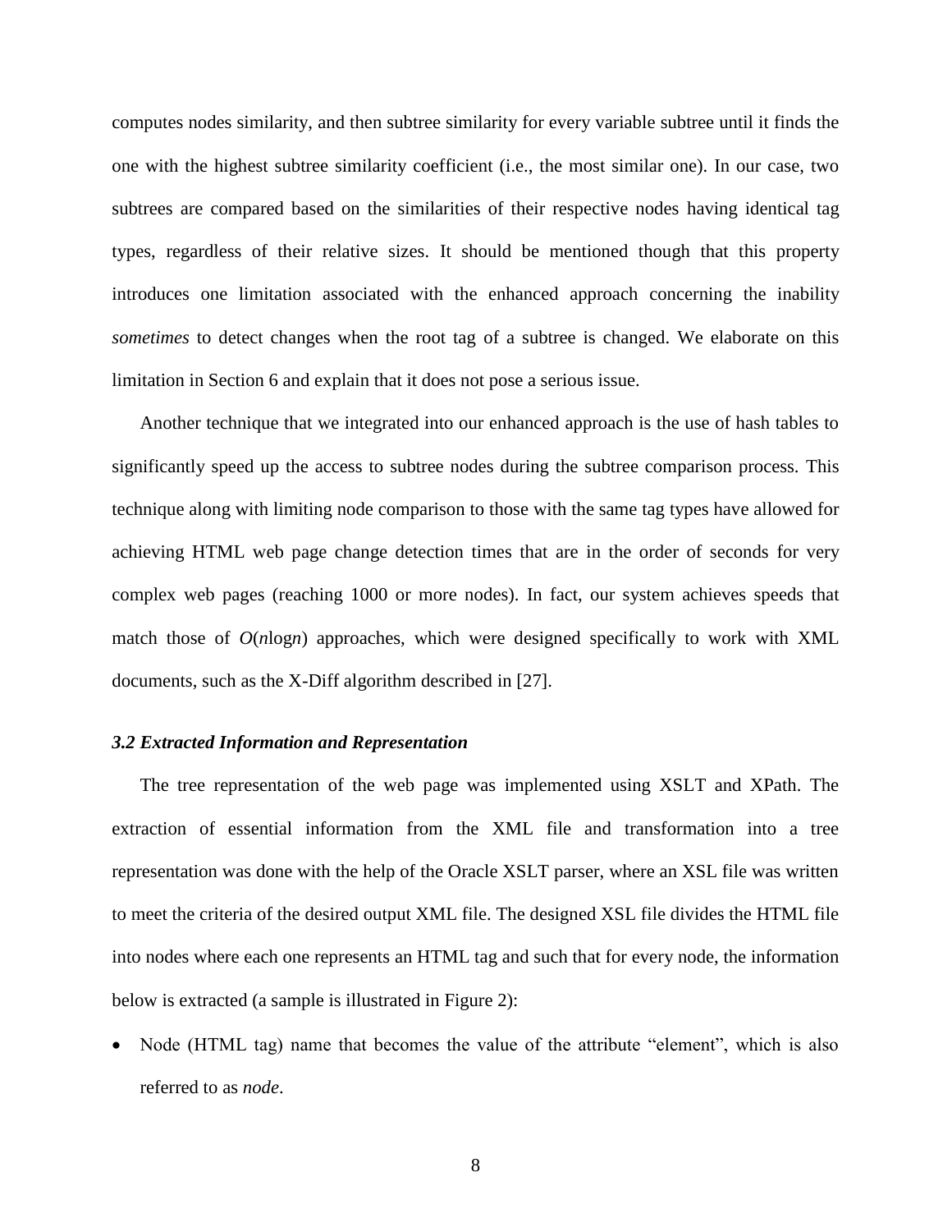computes nodes similarity, and then subtree similarity for every variable subtree until it finds the one with the highest subtree similarity coefficient (i.e., the most similar one). In our case, two subtrees are compared based on the similarities of their respective nodes having identical tag types, regardless of their relative sizes. It should be mentioned though that this property introduces one limitation associated with the enhanced approach concerning the inability *sometimes* to detect changes when the root tag of a subtree is changed. We elaborate on this limitation in Section 6 and explain that it does not pose a serious issue.

Another technique that we integrated into our enhanced approach is the use of hash tables to significantly speed up the access to subtree nodes during the subtree comparison process. This technique along with limiting node comparison to those with the same tag types have allowed for achieving HTML web page change detection times that are in the order of seconds for very complex web pages (reaching 1000 or more nodes). In fact, our system achieves speeds that match those of $O(n\log n)$ approaches, which were designed specifically to work with XML documents, such as the X-Diff algorithm described in [27].

### *3.2 Extracted Information and Representation*

The tree representation of the web page was implemented using XSLT and XPath. The extraction of essential information from the XML file and transformation into a tree representation was done with the help of the Oracle XSLT parser, where an XSL file was written to meet the criteria of the desired output XML file. The designed XSL file divides the HTML file into nodes where each one represents an HTML tag and such that for every node, the information below is extracted (a sample is illustrated in Figure 2):

- Node (HTML tag) name that becomes the value of the attribute "element", which is also referred to as *node*.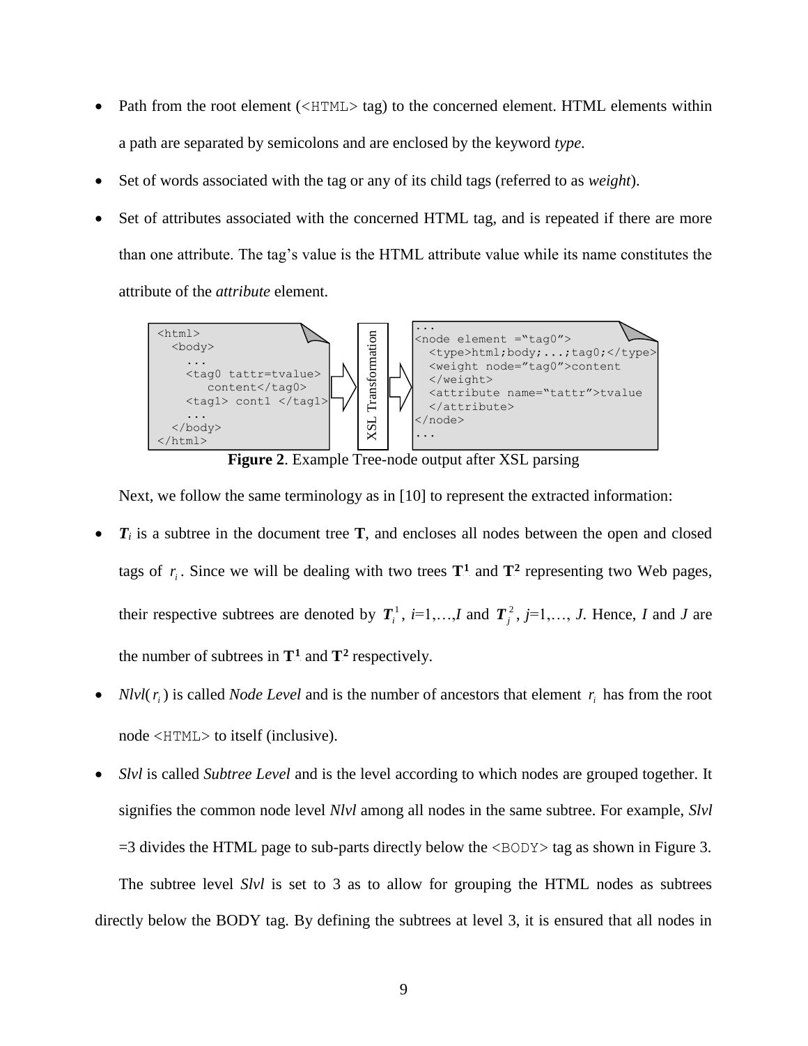- Path from the root element (`<HTML>` tag) to the concerned element. HTML elements within a path are separated by semicolons and are enclosed by the keyword *type.*
- Set of words associated with the tag or any of its child tags (referred to as *weight*).
- Set of attributes associated with the concerned HTML tag, and is repeated if there are more than one attribute. The tag's value is the HTML attribute value while its name constitutes the attribute of the *attribute* element.

```
<html>
  <body>
    ...
    <tag0 tattr=tvalue>
       content</tag0>
    <tag1> cont1 </tag1>
    ...
  </body>
</html>
```

XSL Transformation

```
...
<node element ="tag0">
  <type>html;body;...;tag0;</type>
  <weight node="tag0">content
  </weight>
  <attribute name="tattr">tvalue
  </attribute>
</node>
...
```

**Figure 2**. Example Tree-node output after XSL parsing

Next, we follow the same terminology as in [10] to represent the extracted information:

- $\boldsymbol{T}_i$ is a subtree in the document tree $\mathbf{T}$, and encloses all nodes between the open and closed tags of $r_i$. Since we will be dealing with two trees $\mathbf{T^1}$ and $\mathbf{T^2}$ representing two Web pages, their respective subtrees are denoted by $\boldsymbol{T}_i^1$, $i$=1,…,$I$ and $\boldsymbol{T}_j^2$, $j$=1,…, $J$. Hence, $I$ and $J$ are the number of subtrees in $\mathbf{T^1}$ and $\mathbf{T^2}$ respectively.
- *Nlvl*( $r_i$ ) is called *Node Level* and is the number of ancestors that element $r_i$ has from the root node `<HTML>` to itself (inclusive).
- *Slvl* is called *Subtree Level* and is the level according to which nodes are grouped together. It signifies the common node level *Nlvl* among all nodes in the same subtree. For example, *Slvl* =3 divides the HTML page to sub-parts directly below the `<BODY>` tag as shown in Figure 3.

The subtree level *Slvl* is set to 3 as to allow for grouping the HTML nodes as subtrees directly below the BODY tag. By defining the subtrees at level 3, it is ensured that all nodes in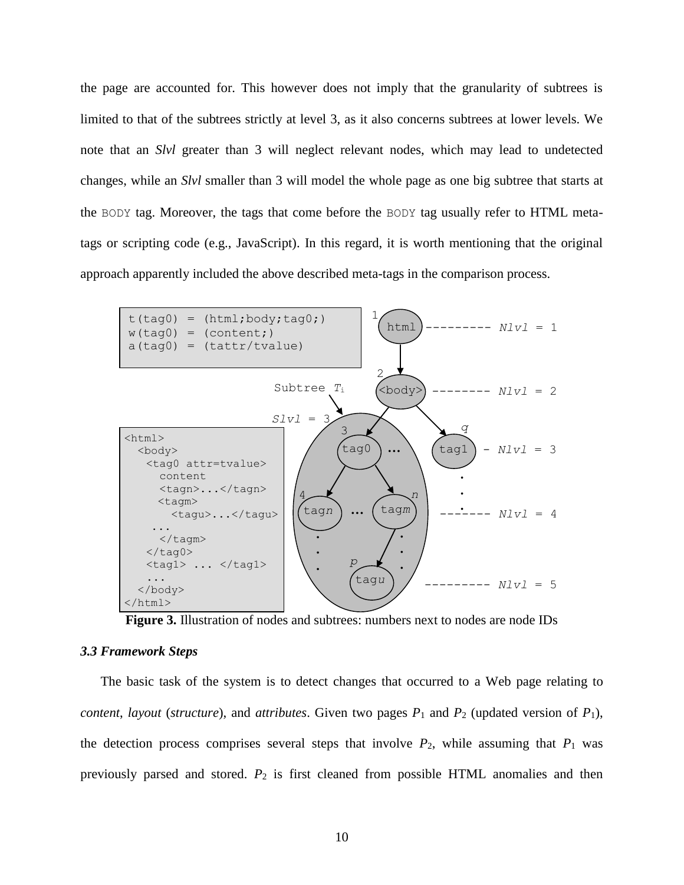the page are accounted for. This however does not imply that the granularity of subtrees is limited to that of the subtrees strictly at level 3, as it also concerns subtrees at lower levels. We note that an *Slvl* greater than 3 will neglect relevant nodes, which may lead to undetected changes, while an *Slvl* smaller than 3 will model the whole page as one big subtree that starts at the BODY tag. Moreover, the tags that come before the BODY tag usually refer to HTML meta-tags or scripting code (e.g., JavaScript). In this regard, it is worth mentioning that the original approach apparently included the above described meta-tags in the comparison process.

```
t(tag0) = (html;body;tag0;)
w(tag0) = (content;)
a(tag0) = (tattr/tvalue)
```

```
<html>
  <body>
    <tag0 attr=tvalue>
      content
      <tagn>...</tagn>
      <tagm>
        <tagu>...</tagu>
      ...
      </tagm>
    </tag0>
    <tag1> ... </tag1>
    ...
  </body>
</html>
```

**Figure 3.** Illustration of nodes and subtrees: numbers next to nodes are node IDs

### *3.3 Framework Steps*

The basic task of the system is to detect changes that occurred to a Web page relating to *content*, *layout* (*structure*), and *attributes*. Given two pages $P_1$ and $P_2$ (updated version of $P_1$), the detection process comprises several steps that involve $P_2$, while assuming that $P_1$ was previously parsed and stored. $P_2$ is first cleaned from possible HTML anomalies and then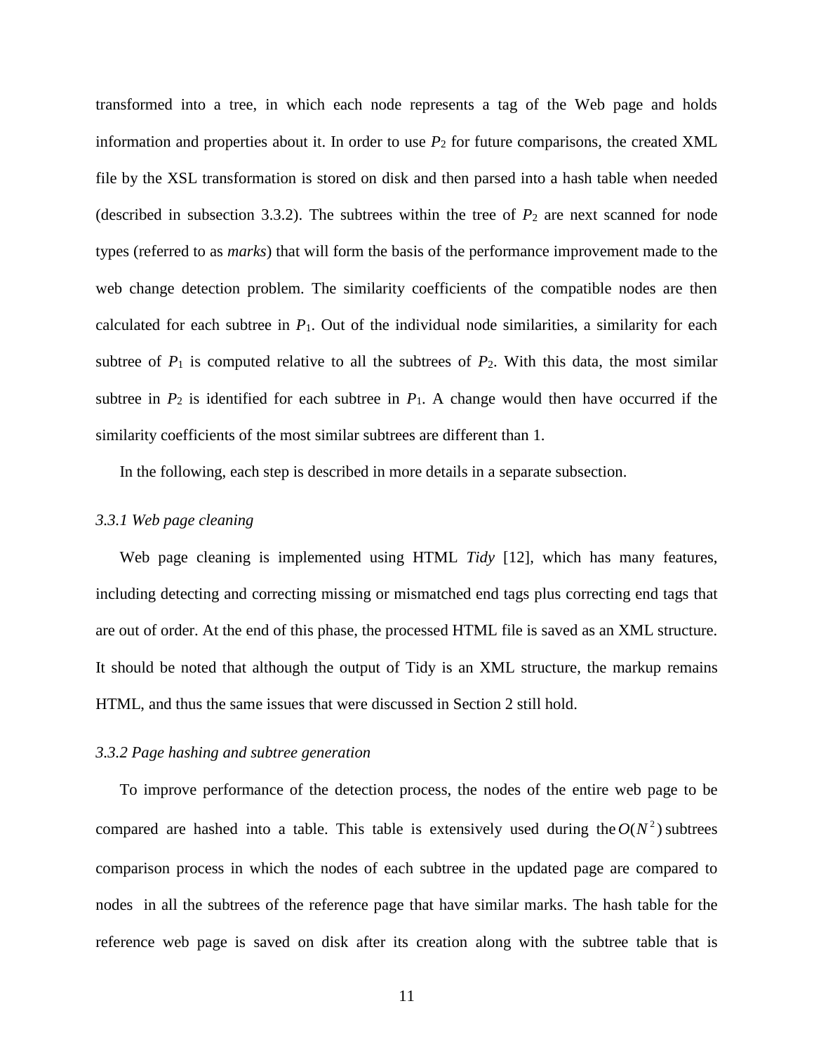transformed into a tree, in which each node represents a tag of the Web page and holds information and properties about it. In order to use $P_2$ for future comparisons, the created XML file by the XSL transformation is stored on disk and then parsed into a hash table when needed (described in subsection 3.3.2). The subtrees within the tree of $P_2$ are next scanned for node types (referred to as *marks*) that will form the basis of the performance improvement made to the web change detection problem. The similarity coefficients of the compatible nodes are then calculated for each subtree in $P_1$. Out of the individual node similarities, a similarity for each subtree of $P_1$ is computed relative to all the subtrees of $P_2$. With this data, the most similar subtree in $P_2$ is identified for each subtree in $P_1$. A change would then have occurred if the similarity coefficients of the most similar subtrees are different than 1.

In the following, each step is described in more details in a separate subsection.

### *3.3.1 Web page cleaning*

Web page cleaning is implemented using HTML *Tidy* [12], which has many features, including detecting and correcting missing or mismatched end tags plus correcting end tags that are out of order. At the end of this phase, the processed HTML file is saved as an XML structure. It should be noted that although the output of Tidy is an XML structure, the markup remains HTML, and thus the same issues that were discussed in Section 2 still hold.

### *3.3.2 Page hashing and subtree generation*

To improve performance of the detection process, the nodes of the entire web page to be compared are hashed into a table. This table is extensively used during the $O(N^2)$ subtrees comparison process in which the nodes of each subtree in the updated page are compared to nodes in all the subtrees of the reference page that have similar marks. The hash table for the reference web page is saved on disk after its creation along with the subtree table that is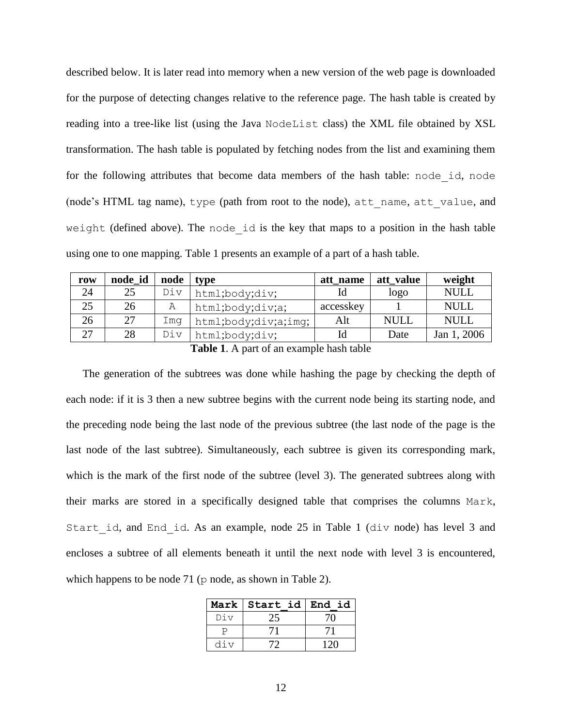described below. It is later read into memory when a new version of the web page is downloaded for the purpose of detecting changes relative to the reference page. The hash table is created by reading into a tree-like list (using the Java `NodeList` class) the XML file obtained by XSL transformation. The hash table is populated by fetching nodes from the list and examining them for the following attributes that become data members of the hash table: `node_id`, `node` (node's HTML tag name), `type` (path from root to the node), `att_name`, `att_value`, and `weight` (defined above). The `node_id` is the key that maps to a position in the hash table using one to one mapping. Table 1 presents an example of a part of a hash table.

| row | node_id | node | type | att_name | att_value | weight |
|---|---|---|---|---|---|---|
| 24 | 25 | Div | html;body;div; | Id | logo | NULL |
| 25 | 26 | A | html;body;div;a; | accesskey | 1 | NULL |
| 26 | 27 | Img | html;body;div;a;img; | Alt | NULL | NULL |
| 27 | 28 | Div | html;body;div; | Id | Date | Jan 1, 2006 |

**Table 1**. A part of an example hash table

The generation of the subtrees was done while hashing the page by checking the depth of each node: if it is 3 then a new subtree begins with the current node being its starting node, and the preceding node being the last node of the previous subtree (the last node of the page is the last node of the last subtree). Simultaneously, each subtree is given its corresponding mark, which is the mark of the first node of the subtree (level 3). The generated subtrees along with their marks are stored in a specifically designed table that comprises the columns `Mark`, `Start_id`, and `End_id`. As an example, node 25 in Table 1 (`div` node) has level 3 and encloses a subtree of all elements beneath it until the next node with level 3 is encountered, which happens to be node 71 (`p` node, as shown in Table 2).

| Mark | Start_id | End_id |
|---|---|---|
| Div | 25 | 70 |
| P | 71 | 71 |
| div | 72 | 120 |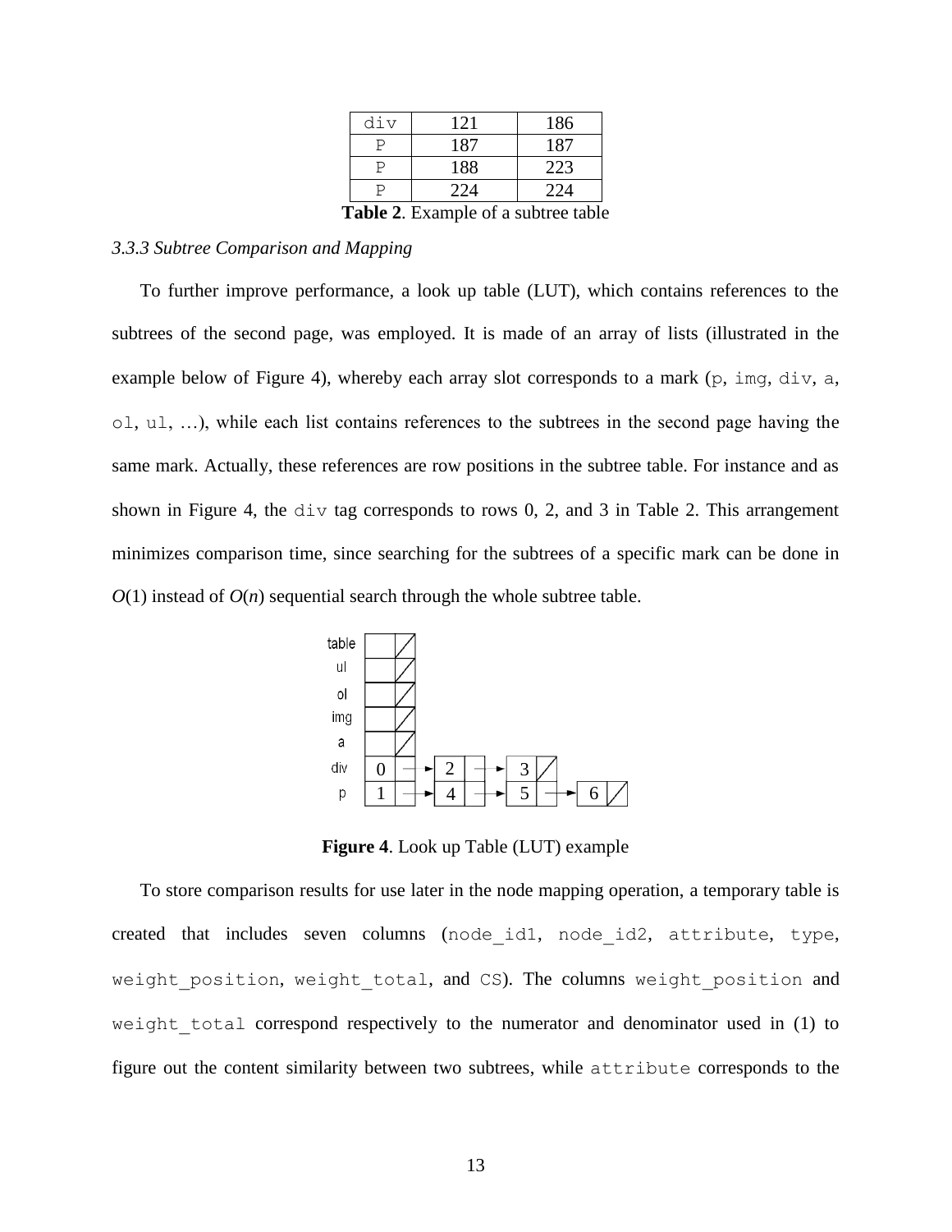| div | 121 | 186 |
|---|---|---|
| P | 187 | 187 |
| P | 188 | 223 |
| P | 224 | 224 |

**Table 2**. Example of a subtree table

*3.3.3 Subtree Comparison and Mapping*

To further improve performance, a look up table (LUT), which contains references to the subtrees of the second page, was employed. It is made of an array of lists (illustrated in the example below of Figure 4), whereby each array slot corresponds to a mark (p, img, div, a, ol, ul, …), while each list contains references to the subtrees in the second page having the same mark. Actually, these references are row positions in the subtree table. For instance and as shown in Figure 4, the div tag corresponds to rows 0, 2, and 3 in Table 2. This arrangement minimizes comparison time, since searching for the subtrees of a specific mark can be done in $O(1)$ instead of $O(n)$ sequential search through the whole subtree table.

| | | | | |
|---|---|---|---|---|
| table | / | | | |
| ul | / | | | |
| ol | / | | | |
| img | / | | | |
| a | / | | | |
| div | 0 → | 2 → | 3 / | |
| p | 1 → | 4 → | 5 → | 6 / |

**Figure 4**. Look up Table (LUT) example

To store comparison results for use later in the node mapping operation, a temporary table is created that includes seven columns (node_id1, node_id2, attribute, type, weight_position, weight_total, and CS). The columns weight_position and weight_total correspond respectively to the numerator and denominator used in (1) to figure out the content similarity between two subtrees, while attribute corresponds to the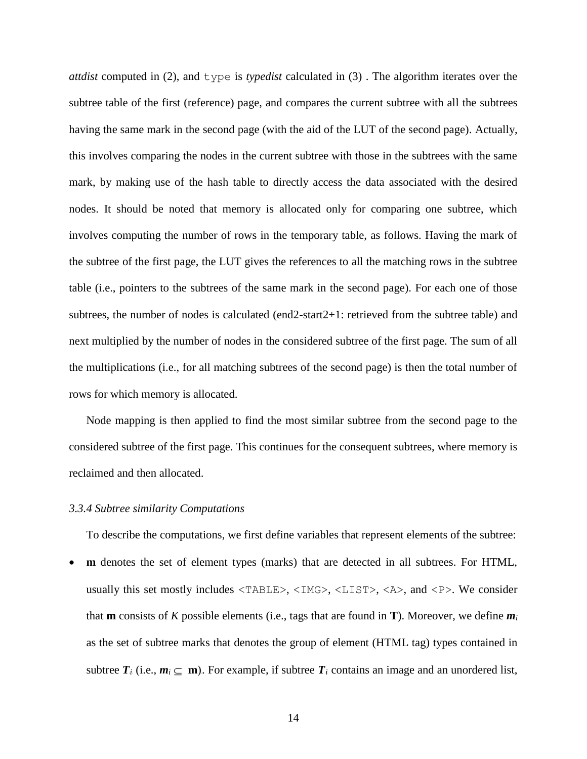*attdist* computed in (2), and `type` is *typedist* calculated in (3) . The algorithm iterates over the subtree table of the first (reference) page, and compares the current subtree with all the subtrees having the same mark in the second page (with the aid of the LUT of the second page). Actually, this involves comparing the nodes in the current subtree with those in the subtrees with the same mark, by making use of the hash table to directly access the data associated with the desired nodes. It should be noted that memory is allocated only for comparing one subtree, which involves computing the number of rows in the temporary table, as follows. Having the mark of the subtree of the first page, the LUT gives the references to all the matching rows in the subtree table (i.e., pointers to the subtrees of the same mark in the second page). For each one of those subtrees, the number of nodes is calculated (end2-start2+1: retrieved from the subtree table) and next multiplied by the number of nodes in the considered subtree of the first page. The sum of all the multiplications (i.e., for all matching subtrees of the second page) is then the total number of rows for which memory is allocated.

Node mapping is then applied to find the most similar subtree from the second page to the considered subtree of the first page. This continues for the consequent subtrees, where memory is reclaimed and then allocated.

### *3.3.4 Subtree similarity Computations*

To describe the computations, we first define variables that represent elements of the subtree:

- **m** denotes the set of element types (marks) that are detected in all subtrees. For HTML, usually this set mostly includes `<TABLE>`, `<IMG>`, `<LIST>`, `<A>`, and `<P>`. We consider that **m** consists of $K$ possible elements (i.e., tags that are found in **T**). Moreover, we define $\boldsymbol{m}_i$ as the set of subtree marks that denotes the group of element (HTML tag) types contained in subtree $\boldsymbol{T}_i$ (i.e., $\boldsymbol{m}_i \subseteq \mathbf{m}$). For example, if subtree $\boldsymbol{T}_i$ contains an image and an unordered list,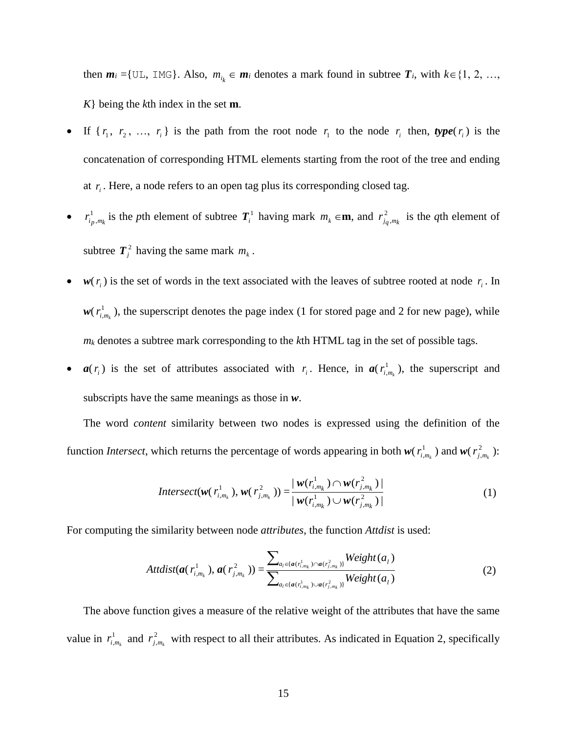then $\boldsymbol{m}_i$ ={UL, IMG}. Also, $m_{i_k} \in \boldsymbol{m}_i$ denotes a mark found in subtree $\boldsymbol{T}_i$, with $k \in \{1, 2, \ldots, K\}$ being the $k$th index in the set $\mathbf{m}$.

- If $\{r_1, r_2, \ldots, r_i\}$ is the path from the root node $r_1$ to the node $r_i$ then, $\boldsymbol{type}(r_i)$ is the concatenation of corresponding HTML elements starting from the root of the tree and ending at $r_i$. Here, a node refers to an open tag plus its corresponding closed tag.
- $r^1_{i_p,m_k}$ is the $p$th element of subtree $\boldsymbol{T}^1_i$ having mark $m_k \in \mathbf{m}$, and $r^2_{j_q,m_k}$ is the $q$th element of subtree $\boldsymbol{T}^2_j$ having the same mark $m_k$.
- $\boldsymbol{w}(r_i)$ is the set of words in the text associated with the leaves of subtree rooted at node $r_i$. In $\boldsymbol{w}(r^1_{i,m_k})$, the superscript denotes the page index (1 for stored page and 2 for new page), while $m_k$ denotes a subtree mark corresponding to the $k$th HTML tag in the set of possible tags.
- $\boldsymbol{a}(r_i)$ is the set of attributes associated with $r_i$. Hence, in $\boldsymbol{a}(r^1_{i,m_k})$, the superscript and subscripts have the same meanings as those in $\boldsymbol{w}$.

The word *content* similarity between two nodes is expressed using the definition of the function *Intersect*, which returns the percentage of words appearing in both $\boldsymbol{w}(r^1_{i,m_k})$ and $\boldsymbol{w}(r^2_{j,m_k})$:

$$Intersect(\boldsymbol{w}(r^1_{i,m_k}), \boldsymbol{w}(r^2_{j,m_k})) = \frac{|\,\boldsymbol{w}(r^1_{i,m_k}) \cap \boldsymbol{w}(r^2_{j,m_k})\,|}{|\,\boldsymbol{w}(r^1_{i,m_k}) \cup \boldsymbol{w}(r^2_{j,m_k})\,|} \tag{1}$$

For computing the similarity between node *attributes*, the function *Attdist* is used:

$$Attdist(\boldsymbol{a}(r^1_{i,m_k}), \boldsymbol{a}(r^2_{j,m_k})) = \frac{\sum_{a_l \in \{\boldsymbol{a}(r^1_{i,m_k}) \cap \boldsymbol{a}(r^2_{j,m_k})\}} Weight(a_l)}{\sum_{a_l \in \{\boldsymbol{a}(r^1_{i,m_k}) \cup \boldsymbol{a}(r^2_{j,m_k})\}} Weight(a_l)} \tag{2}$$

The above function gives a measure of the relative weight of the attributes that have the same value in $r^1_{i,m_k}$ and $r^2_{j,m_k}$ with respect to all their attributes. As indicated in Equation 2, specifically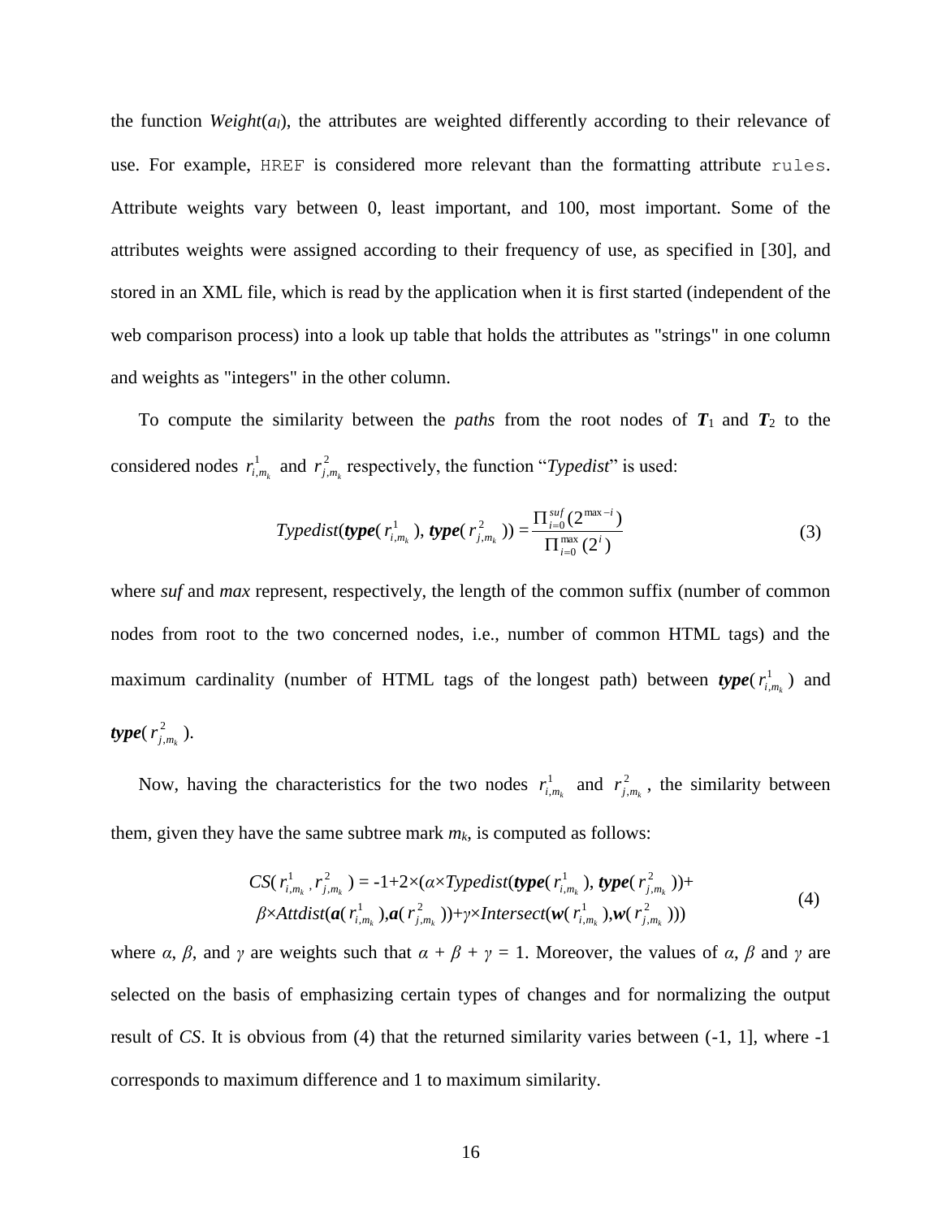the function *Weight*($a_l$), the attributes are weighted differently according to their relevance of use. For example, HREF is considered more relevant than the formatting attribute rules. Attribute weights vary between 0, least important, and 100, most important. Some of the attributes weights were assigned according to their frequency of use, as specified in [30], and stored in an XML file, which is read by the application when it is first started (independent of the web comparison process) into a look up table that holds the attributes as "strings" in one column and weights as "integers" in the other column.

To compute the similarity between the *paths* from the root nodes of $\boldsymbol{T}_1$ and $\boldsymbol{T}_2$ to the considered nodes $r^1_{i,m_k}$ and $r^2_{j,m_k}$ respectively, the function "*Typedist*" is used:

$$Typedist(\boldsymbol{type}(r^1_{i,m_k}),\ \boldsymbol{type}(r^2_{j,m_k})) = \frac{\Pi_{i=0}^{suf}(2^{\max - i})}{\Pi_{i=0}^{\max}(2^i)} \tag{3}$$

where *suf* and *max* represent, respectively, the length of the common suffix (number of common nodes from root to the two concerned nodes, i.e., number of common HTML tags) and the maximum cardinality (number of HTML tags of the longest path) between $\boldsymbol{type}(r^1_{i,m_k})$ and $\boldsymbol{type}(r^2_{j,m_k})$.

Now, having the characteristics for the two nodes $r^1_{i,m_k}$ and $r^2_{j,m_k}$, the similarity between them, given they have the same subtree mark $m_k$, is computed as follows:

$$\begin{aligned} CS(r^1_{i,m_k}, r^2_{j,m_k}) = -1+2\times(&\alpha\times Typedist(\boldsymbol{type}(r^1_{i,m_k}), \boldsymbol{type}(r^2_{j,m_k}))+ \\ &\beta\times Attdist(\boldsymbol{a}(r^1_{i,m_k}),\boldsymbol{a}(r^2_{j,m_k}))+\gamma\times Intersect(\boldsymbol{w}(r^1_{i,m_k}),\boldsymbol{w}(r^2_{j,m_k}))) \end{aligned} \tag{4}$$

where $\alpha$, $\beta$, and $\gamma$ are weights such that $\alpha + \beta + \gamma = 1$. Moreover, the values of $\alpha$, $\beta$ and $\gamma$ are selected on the basis of emphasizing certain types of changes and for normalizing the output result of *CS*. It is obvious from (4) that the returned similarity varies between (-1, 1], where -1 corresponds to maximum difference and 1 to maximum similarity.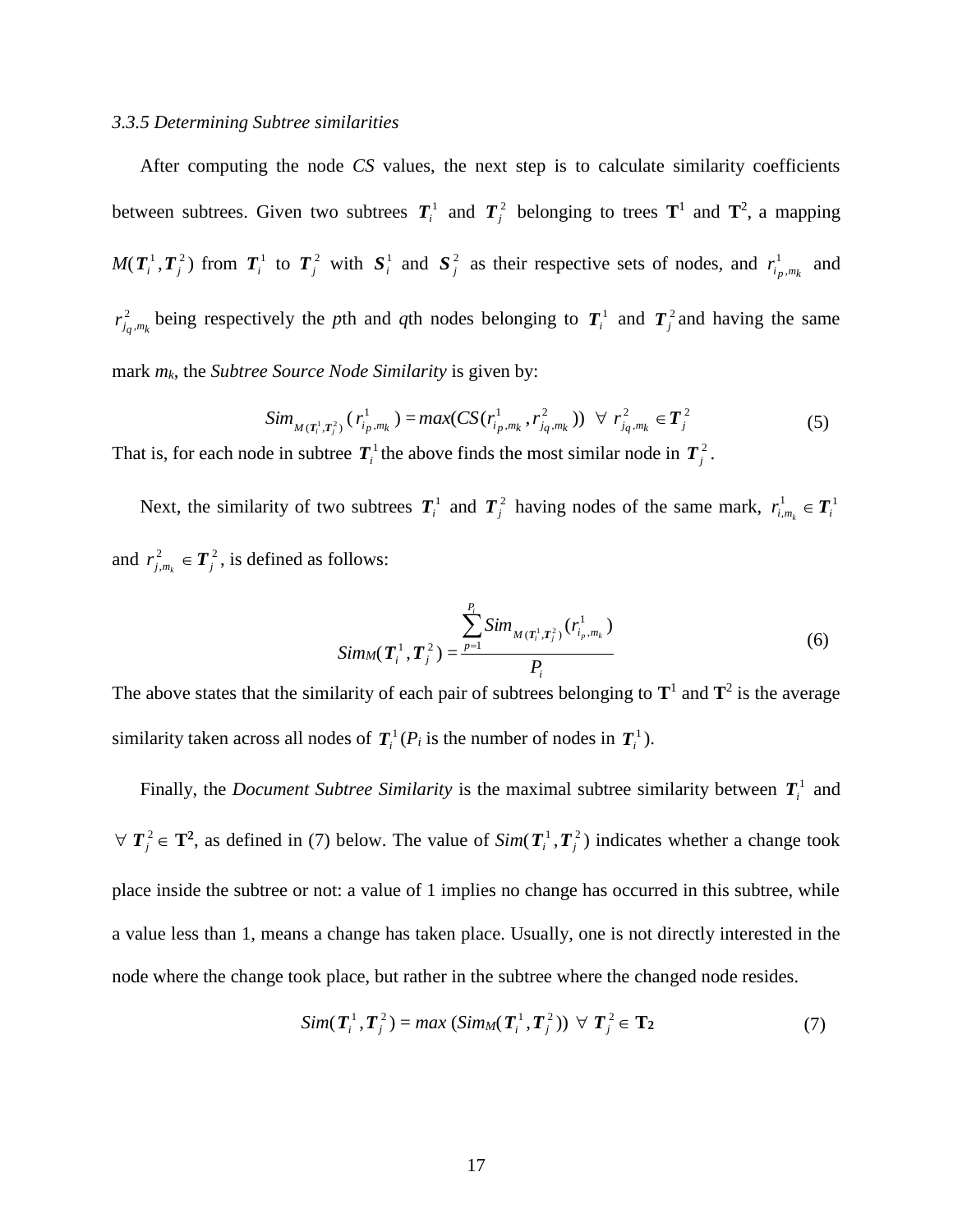### *3.3.5 Determining Subtree similarities*

After computing the node *CS* values, the next step is to calculate similarity coefficients between subtrees. Given two subtrees $\boldsymbol{T}_i^1$ and $\boldsymbol{T}_j^2$ belonging to trees $\mathbf{T}^1$ and $\mathbf{T}^2$, a mapping $M(\boldsymbol{T}_i^1, \boldsymbol{T}_j^2)$ from $\boldsymbol{T}_i^1$ to $\boldsymbol{T}_j^2$ with $\boldsymbol{S}_i^1$ and $\boldsymbol{S}_j^2$ as their respective sets of nodes, and $r^1_{i_p, m_k}$ and $r^2_{j_q, m_k}$ being respectively the *p*th and *q*th nodes belonging to $\boldsymbol{T}_i^1$ and $\boldsymbol{T}_j^2$ and having the same mark $m_k$, the *Subtree Source Node Similarity* is given by:

$$Sim_{M(\boldsymbol{T}_i^1, \boldsymbol{T}_j^2)}(r^1_{i_p, m_k}) = max(CS(r^1_{i_p, m_k}, r^2_{j_q, m_k})) \;\; \forall \; r^2_{j_q, m_k} \in \boldsymbol{T}_j^2 \tag{5}$$

That is, for each node in subtree $\boldsymbol{T}_i^1$ the above finds the most similar node in $\boldsymbol{T}_j^2$.

Next, the similarity of two subtrees $\boldsymbol{T}_i^1$ and $\boldsymbol{T}_j^2$ having nodes of the same mark, $r^1_{i, m_k} \in \boldsymbol{T}_i^1$ and $r^2_{j, m_k} \in \boldsymbol{T}_j^2$, is defined as follows:

$$Sim_M(\boldsymbol{T}_i^1, \boldsymbol{T}_j^2) = \frac{\sum_{p=1}^{P_i} Sim_{M(\boldsymbol{T}_i^1, \boldsymbol{T}_j^2)}(r^1_{i_p, m_k})}{P_i} \tag{6}$$

The above states that the similarity of each pair of subtrees belonging to $\mathbf{T}^1$ and $\mathbf{T}^2$ is the average similarity taken across all nodes of $\boldsymbol{T}_i^1$ ($P_i$ is the number of nodes in $\boldsymbol{T}_i^1$).

Finally, the *Document Subtree Similarity* is the maximal subtree similarity between $\boldsymbol{T}_i^1$ and $\forall \; \boldsymbol{T}_j^2 \in \mathbf{T}^2$, as defined in (7) below. The value of $Sim(\boldsymbol{T}_i^1, \boldsymbol{T}_j^2)$ indicates whether a change took place inside the subtree or not: a value of 1 implies no change has occurred in this subtree, while a value less than 1, means a change has taken place. Usually, one is not directly interested in the node where the change took place, but rather in the subtree where the changed node resides.

$$Sim(\boldsymbol{T}_i^1, \boldsymbol{T}_j^2) = max\,(Sim_M(\boldsymbol{T}_i^1, \boldsymbol{T}_j^2)) \;\; \forall \; \boldsymbol{T}_j^2 \in \mathbf{T}_2 \tag{7}$$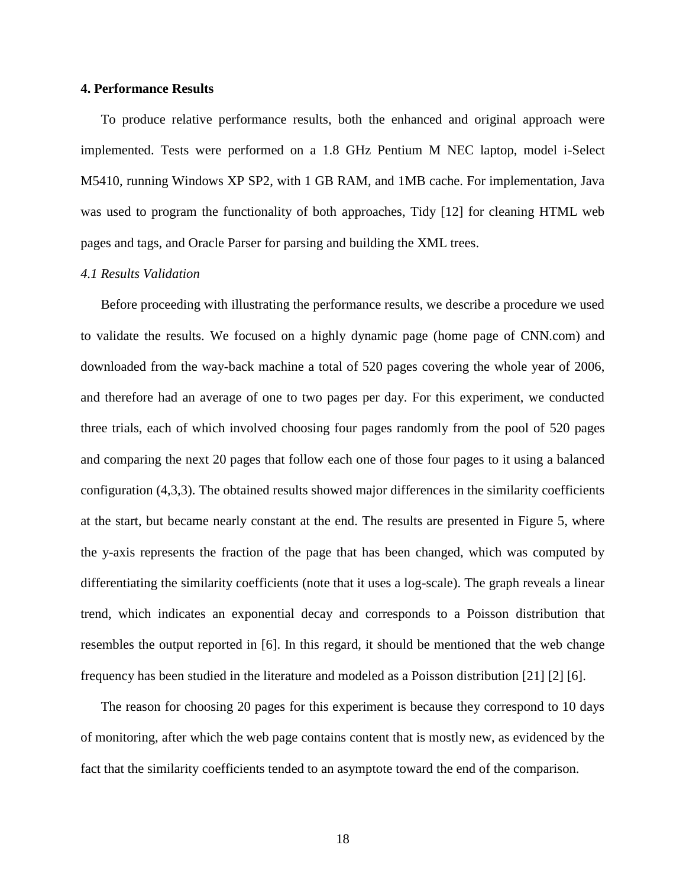## 4. Performance Results

To produce relative performance results, both the enhanced and original approach were implemented. Tests were performed on a 1.8 GHz Pentium M NEC laptop, model i-Select M5410, running Windows XP SP2, with 1 GB RAM, and 1MB cache. For implementation, Java was used to program the functionality of both approaches, Tidy [12] for cleaning HTML web pages and tags, and Oracle Parser for parsing and building the XML trees.

### *4.1 Results Validation*

Before proceeding with illustrating the performance results, we describe a procedure we used to validate the results. We focused on a highly dynamic page (home page of CNN.com) and downloaded from the way-back machine a total of 520 pages covering the whole year of 2006, and therefore had an average of one to two pages per day. For this experiment, we conducted three trials, each of which involved choosing four pages randomly from the pool of 520 pages and comparing the next 20 pages that follow each one of those four pages to it using a balanced configuration (4,3,3). The obtained results showed major differences in the similarity coefficients at the start, but became nearly constant at the end. The results are presented in Figure 5, where the y-axis represents the fraction of the page that has been changed, which was computed by differentiating the similarity coefficients (note that it uses a log-scale). The graph reveals a linear trend, which indicates an exponential decay and corresponds to a Poisson distribution that resembles the output reported in [6]. In this regard, it should be mentioned that the web change frequency has been studied in the literature and modeled as a Poisson distribution [21] [2] [6].

The reason for choosing 20 pages for this experiment is because they correspond to 10 days of monitoring, after which the web page contains content that is mostly new, as evidenced by the fact that the similarity coefficients tended to an asymptote toward the end of the comparison.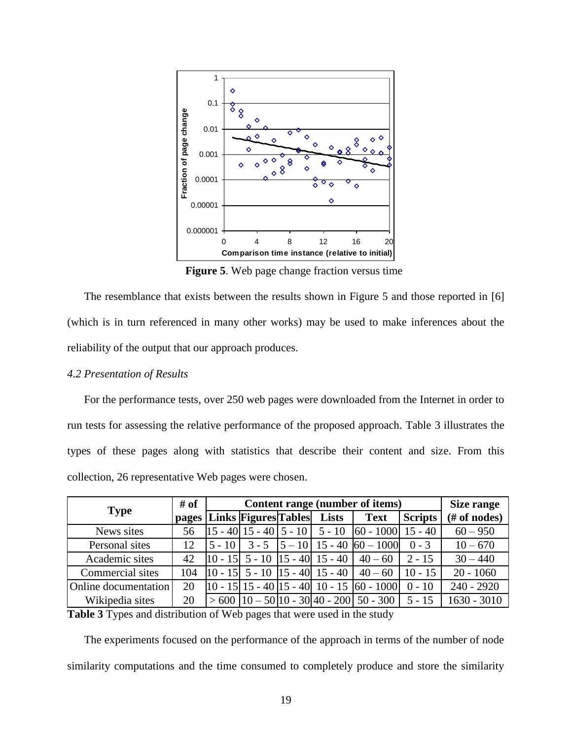**Figure 5**. Web page change fraction versus time

The resemblance that exists between the results shown in Figure 5 and those reported in [6] (which is in turn referenced in many other works) may be used to make inferences about the reliability of the output that our approach produces.

*4.2 Presentation of Results*

For the performance tests, over 250 web pages were downloaded from the Internet in order to run tests for assessing the relative performance of the proposed approach. Table 3 illustrates the types of these pages along with statistics that describe their content and size. From this collection, 26 representative Web pages were chosen.

| Type | # of pages | Content range (number of items) | | | | | | Size range (# of nodes) |
|---|---|---|---|---|---|---|---|---|
| | | Links | Figures | Tables | Lists | Text | Scripts | |
| News sites | 56 | 15 - 40 | 15 - 40 | 5 - 10 | 5 - 10 | 60 - 1000 | 15 - 40 | 60 – 950 |
| Personal sites | 12 | 5 - 10 | 3 - 5 | 5 – 10 | 15 - 40 | 60 – 1000 | 0 - 3 | 10 – 670 |
| Academic sites | 42 | 10 - 15 | 5 - 10 | 15 - 40 | 15 - 40 | 40 – 60 | 2 - 15 | 30 – 440 |
| Commercial sites | 104 | 10 - 15 | 5 - 10 | 15 - 40 | 15 - 40 | 40 – 60 | 10 - 15 | 20 - 1060 |
| Online documentation | 20 | 10 - 15 | 15 - 40 | 15 - 40 | 10 - 15 | 60 - 1000 | 0 - 10 | 240 - 2920 |
| Wikipedia sites | 20 | > 600 | 10 – 50 | 10 - 30 | 40 - 200 | 50 - 300 | 5 - 15 | 1630 - 3010 |

**Table 3** Types and distribution of Web pages that were used in the study

The experiments focused on the performance of the approach in terms of the number of node similarity computations and the time consumed to completely produce and store the similarity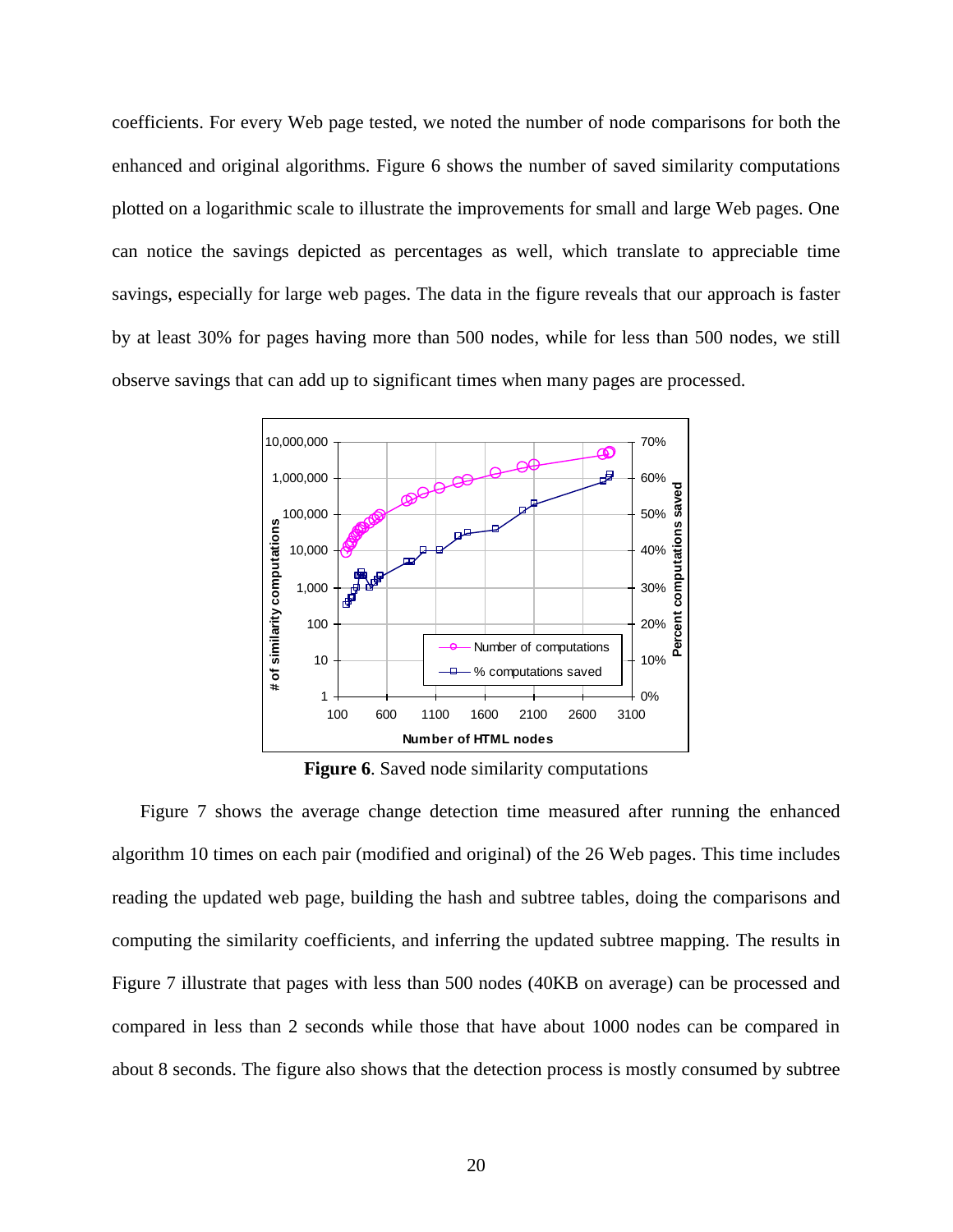coefficients. For every Web page tested, we noted the number of node comparisons for both the enhanced and original algorithms. Figure 6 shows the number of saved similarity computations plotted on a logarithmic scale to illustrate the improvements for small and large Web pages. One can notice the savings depicted as percentages as well, which translate to appreciable time savings, especially for large web pages. The data in the figure reveals that our approach is faster by at least 30% for pages having more than 500 nodes, while for less than 500 nodes, we still observe savings that can add up to significant times when many pages are processed.

**Figure 6**. Saved node similarity computations

Figure 7 shows the average change detection time measured after running the enhanced algorithm 10 times on each pair (modified and original) of the 26 Web pages. This time includes reading the updated web page, building the hash and subtree tables, doing the comparisons and computing the similarity coefficients, and inferring the updated subtree mapping. The results in Figure 7 illustrate that pages with less than 500 nodes (40KB on average) can be processed and compared in less than 2 seconds while those that have about 1000 nodes can be compared in about 8 seconds. The figure also shows that the detection process is mostly consumed by subtree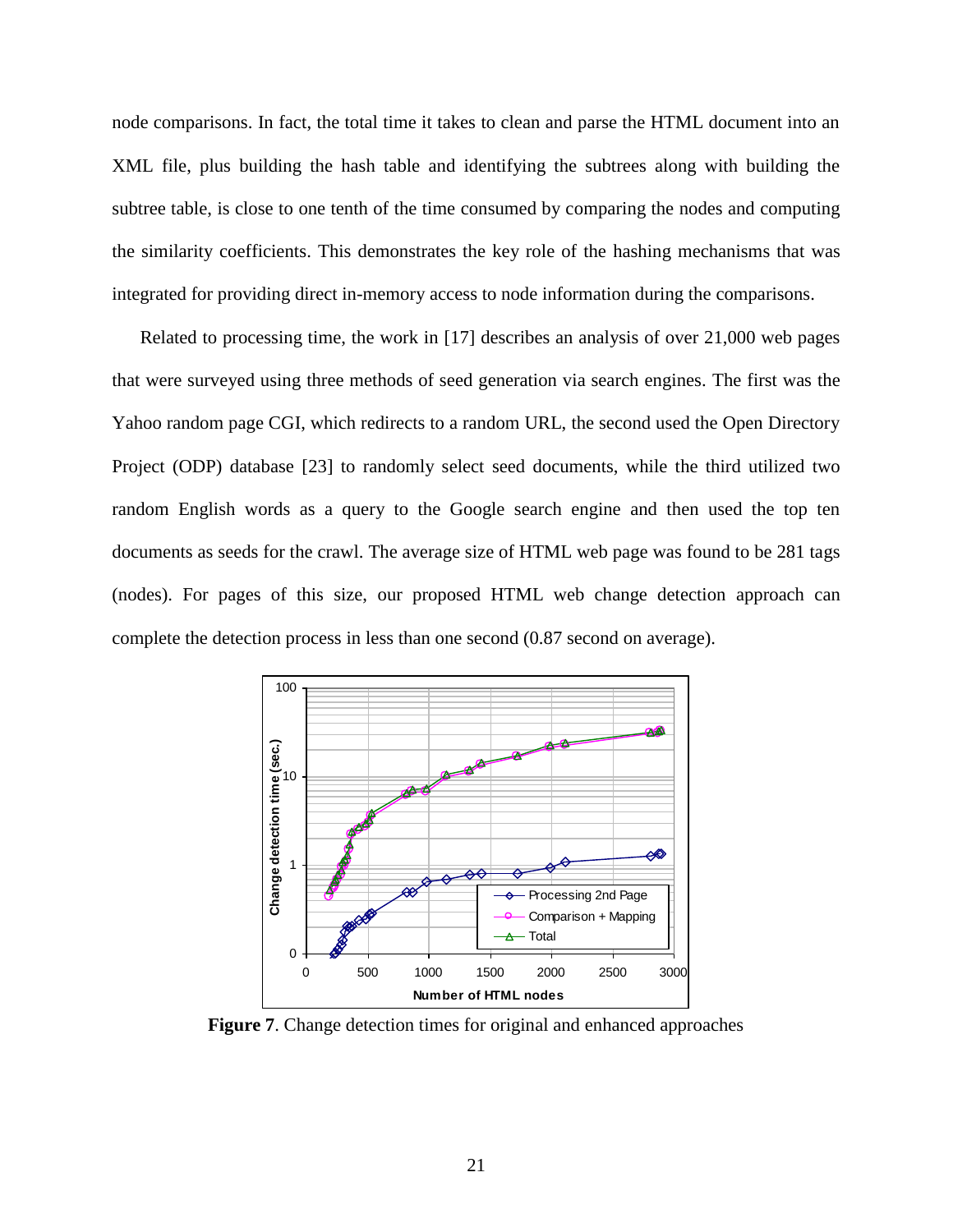node comparisons. In fact, the total time it takes to clean and parse the HTML document into an XML file, plus building the hash table and identifying the subtrees along with building the subtree table, is close to one tenth of the time consumed by comparing the nodes and computing the similarity coefficients. This demonstrates the key role of the hashing mechanisms that was integrated for providing direct in-memory access to node information during the comparisons.

Related to processing time, the work in [17] describes an analysis of over 21,000 web pages that were surveyed using three methods of seed generation via search engines. The first was the Yahoo random page CGI, which redirects to a random URL, the second used the Open Directory Project (ODP) database [23] to randomly select seed documents, while the third utilized two random English words as a query to the Google search engine and then used the top ten documents as seeds for the crawl. The average size of HTML web page was found to be 281 tags (nodes). For pages of this size, our proposed HTML web change detection approach can complete the detection process in less than one second (0.87 second on average).

**Figure 7**. Change detection times for original and enhanced approaches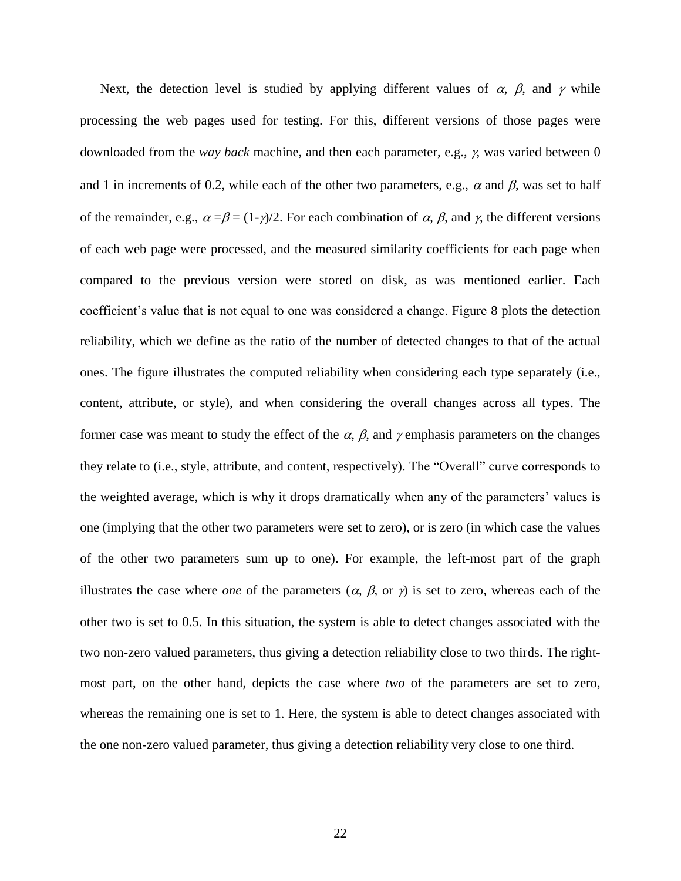Next, the detection level is studied by applying different values of $\alpha$, $\beta$, and $\gamma$ while processing the web pages used for testing. For this, different versions of those pages were downloaded from the *way back* machine, and then each parameter, e.g., $\gamma$, was varied between 0 and 1 in increments of 0.2, while each of the other two parameters, e.g., $\alpha$ and $\beta$, was set to half of the remainder, e.g., $\alpha = \beta = (1-\gamma)/2$. For each combination of $\alpha$, $\beta$, and $\gamma$, the different versions of each web page were processed, and the measured similarity coefficients for each page when compared to the previous version were stored on disk, as was mentioned earlier. Each coefficient's value that is not equal to one was considered a change. Figure 8 plots the detection reliability, which we define as the ratio of the number of detected changes to that of the actual ones. The figure illustrates the computed reliability when considering each type separately (i.e., content, attribute, or style), and when considering the overall changes across all types. The former case was meant to study the effect of the $\alpha$, $\beta$, and $\gamma$ emphasis parameters on the changes they relate to (i.e., style, attribute, and content, respectively). The "Overall" curve corresponds to the weighted average, which is why it drops dramatically when any of the parameters' values is one (implying that the other two parameters were set to zero), or is zero (in which case the values of the other two parameters sum up to one). For example, the left-most part of the graph illustrates the case where *one* of the parameters ($\alpha$, $\beta$, or $\gamma$) is set to zero, whereas each of the other two is set to 0.5. In this situation, the system is able to detect changes associated with the two non-zero valued parameters, thus giving a detection reliability close to two thirds. The right-most part, on the other hand, depicts the case where *two* of the parameters are set to zero, whereas the remaining one is set to 1. Here, the system is able to detect changes associated with the one non-zero valued parameter, thus giving a detection reliability very close to one third.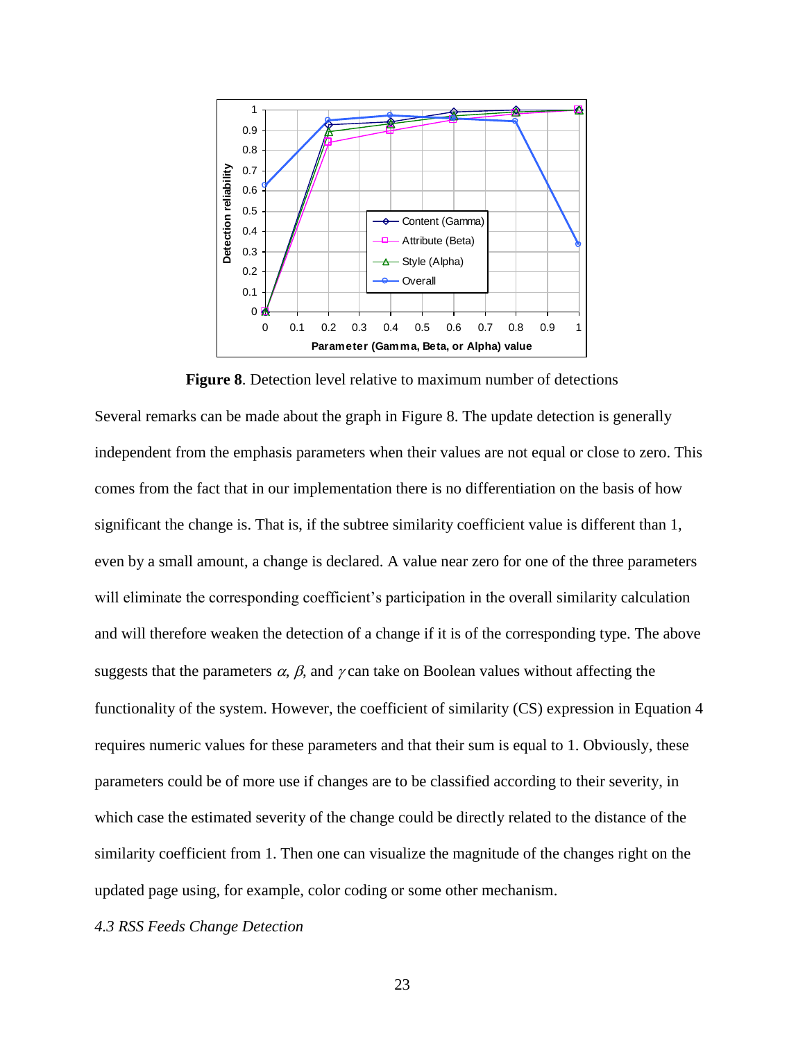**Figure 8**. Detection level relative to maximum number of detections

Several remarks can be made about the graph in Figure 8. The update detection is generally independent from the emphasis parameters when their values are not equal or close to zero. This comes from the fact that in our implementation there is no differentiation on the basis of how significant the change is. That is, if the subtree similarity coefficient value is different than 1, even by a small amount, a change is declared. A value near zero for one of the three parameters will eliminate the corresponding coefficient's participation in the overall similarity calculation and will therefore weaken the detection of a change if it is of the corresponding type. The above suggests that the parameters $\alpha$, $\beta$, and $\gamma$ can take on Boolean values without affecting the functionality of the system. However, the coefficient of similarity (CS) expression in Equation 4 requires numeric values for these parameters and that their sum is equal to 1. Obviously, these parameters could be of more use if changes are to be classified according to their severity, in which case the estimated severity of the change could be directly related to the distance of the similarity coefficient from 1. Then one can visualize the magnitude of the changes right on the updated page using, for example, color coding or some other mechanism.

### *4.3 RSS Feeds Change Detection*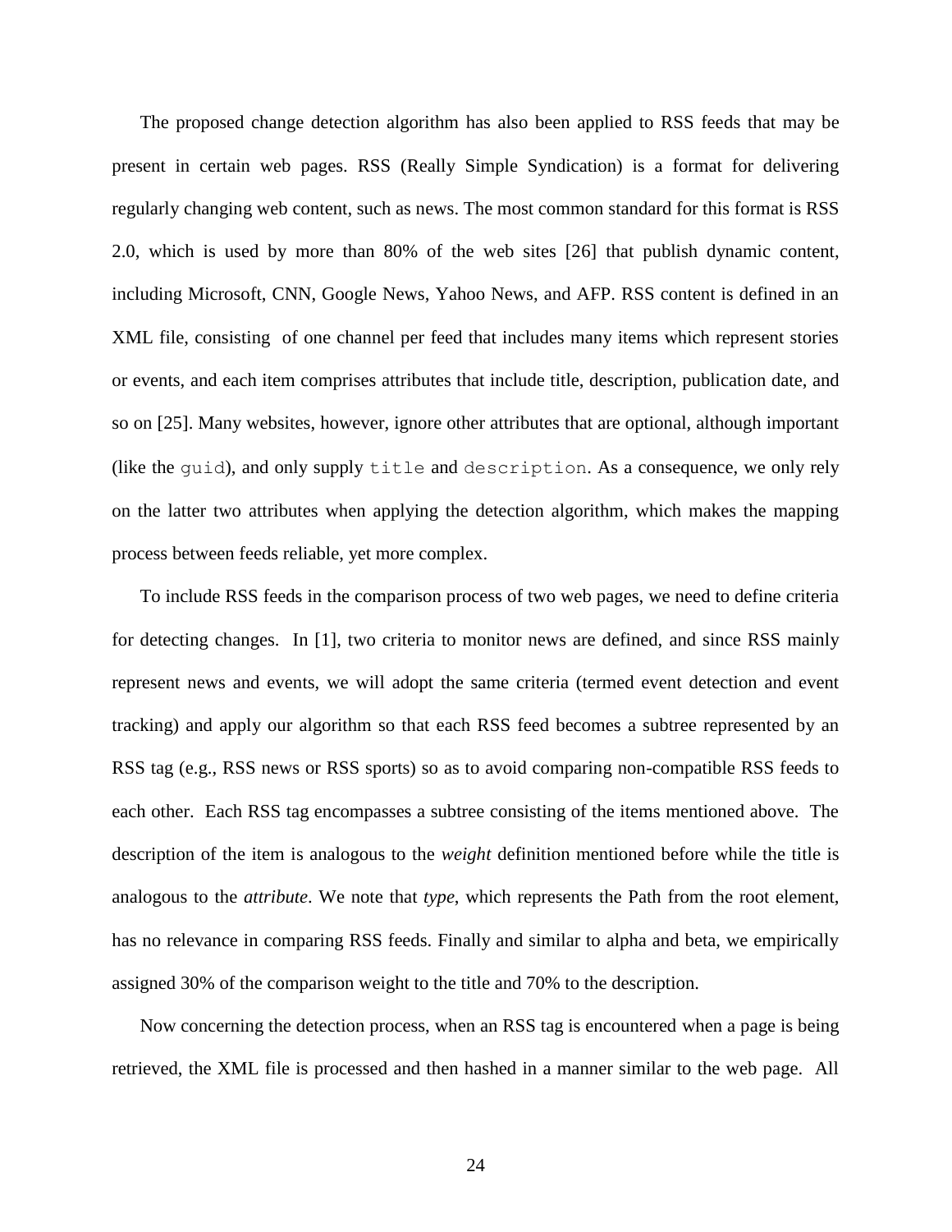The proposed change detection algorithm has also been applied to RSS feeds that may be present in certain web pages. RSS (Really Simple Syndication) is a format for delivering regularly changing web content, such as news. The most common standard for this format is RSS 2.0, which is used by more than 80% of the web sites [26] that publish dynamic content, including Microsoft, CNN, Google News, Yahoo News, and AFP. RSS content is defined in an XML file, consisting of one channel per feed that includes many items which represent stories or events, and each item comprises attributes that include title, description, publication date, and so on [25]. Many websites, however, ignore other attributes that are optional, although important (like the `guid`), and only supply `title` and `description`. As a consequence, we only rely on the latter two attributes when applying the detection algorithm, which makes the mapping process between feeds reliable, yet more complex.

To include RSS feeds in the comparison process of two web pages, we need to define criteria for detecting changes. In [1], two criteria to monitor news are defined, and since RSS mainly represent news and events, we will adopt the same criteria (termed event detection and event tracking) and apply our algorithm so that each RSS feed becomes a subtree represented by an RSS tag (e.g., RSS news or RSS sports) so as to avoid comparing non-compatible RSS feeds to each other. Each RSS tag encompasses a subtree consisting of the items mentioned above. The description of the item is analogous to the *weight* definition mentioned before while the title is analogous to the *attribute*. We note that *type*, which represents the Path from the root element, has no relevance in comparing RSS feeds. Finally and similar to alpha and beta, we empirically assigned 30% of the comparison weight to the title and 70% to the description.

Now concerning the detection process, when an RSS tag is encountered when a page is being retrieved, the XML file is processed and then hashed in a manner similar to the web page. All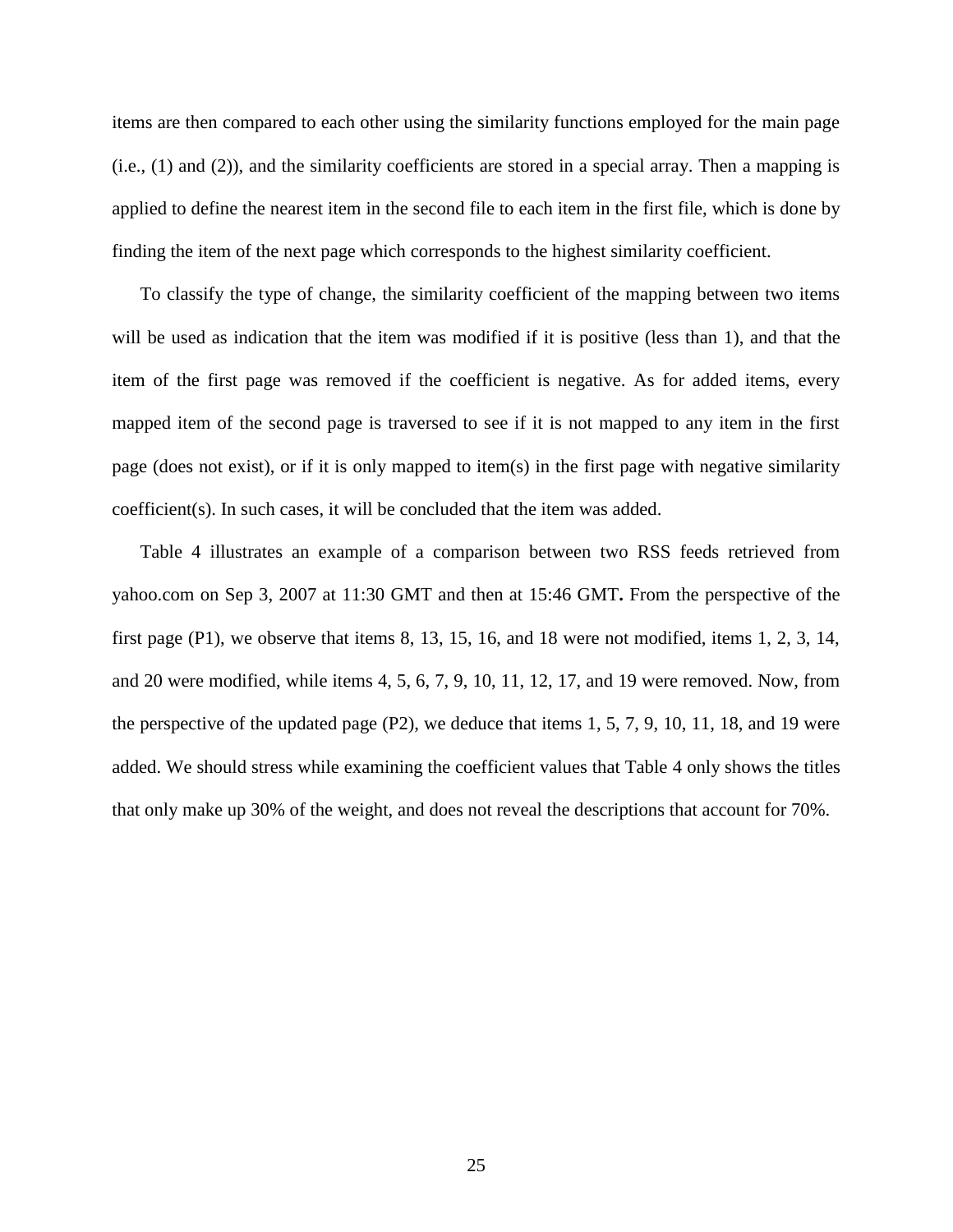items are then compared to each other using the similarity functions employed for the main page (i.e., (1) and (2)), and the similarity coefficients are stored in a special array. Then a mapping is applied to define the nearest item in the second file to each item in the first file, which is done by finding the item of the next page which corresponds to the highest similarity coefficient.

To classify the type of change, the similarity coefficient of the mapping between two items will be used as indication that the item was modified if it is positive (less than 1), and that the item of the first page was removed if the coefficient is negative. As for added items, every mapped item of the second page is traversed to see if it is not mapped to any item in the first page (does not exist), or if it is only mapped to item(s) in the first page with negative similarity coefficient(s). In such cases, it will be concluded that the item was added.

Table 4 illustrates an example of a comparison between two RSS feeds retrieved from yahoo.com on Sep 3, 2007 at 11:30 GMT and then at 15:46 GMT**.** From the perspective of the first page (P1), we observe that items 8, 13, 15, 16, and 18 were not modified, items 1, 2, 3, 14, and 20 were modified, while items 4, 5, 6, 7, 9, 10, 11, 12, 17, and 19 were removed. Now, from the perspective of the updated page (P2), we deduce that items 1, 5, 7, 9, 10, 11, 18, and 19 were added. We should stress while examining the coefficient values that Table 4 only shows the titles that only make up 30% of the weight, and does not reveal the descriptions that account for 70%.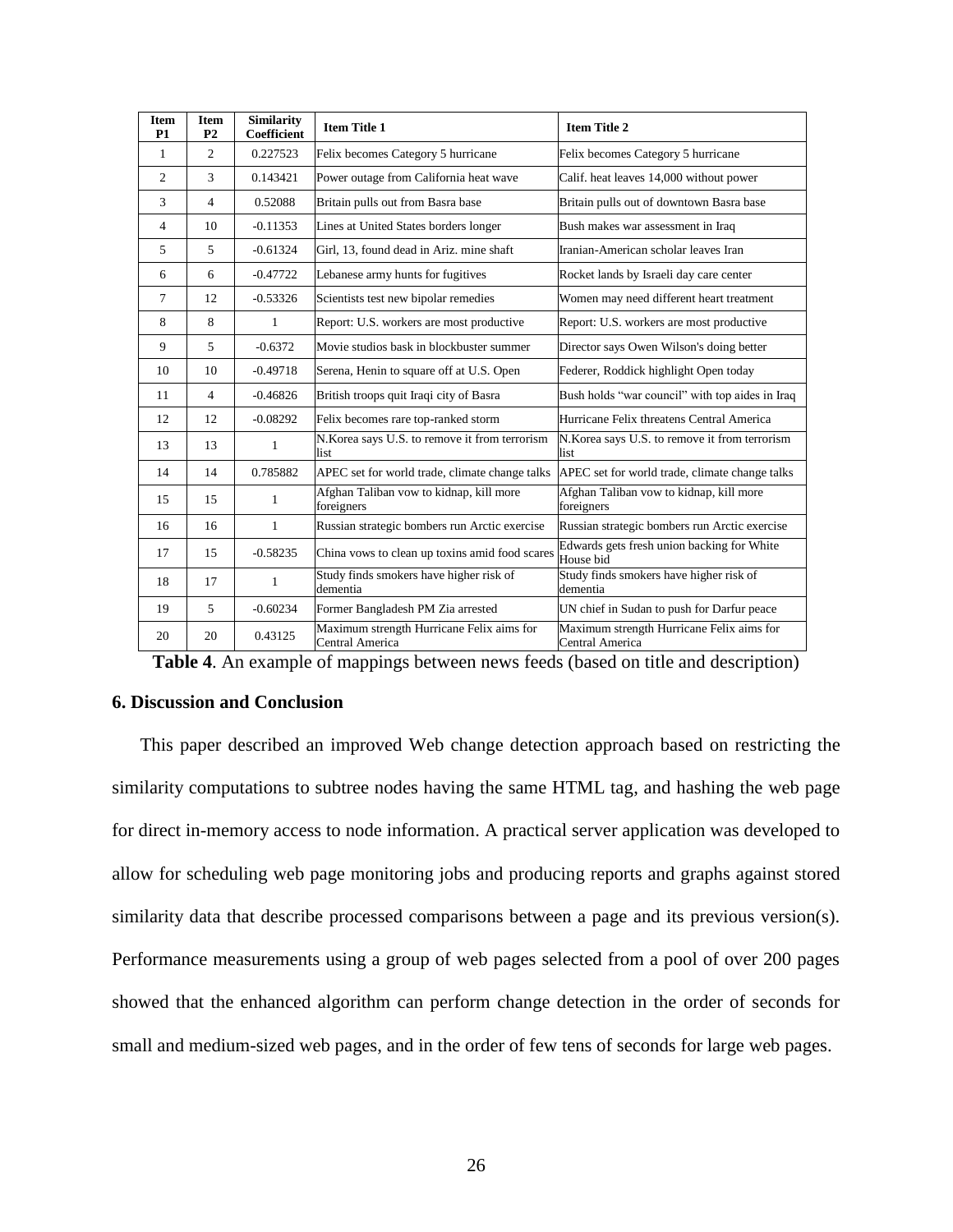| Item P1 | Item P2 | Similarity Coefficient | Item Title 1 | Item Title 2 |
|---|---|---|---|---|
| 1 | 2 | 0.227523 | Felix becomes Category 5 hurricane | Felix becomes Category 5 hurricane |
| 2 | 3 | 0.143421 | Power outage from California heat wave | Calif. heat leaves 14,000 without power |
| 3 | 4 | 0.52088 | Britain pulls out from Basra base | Britain pulls out of downtown Basra base |
| 4 | 10 | -0.11353 | Lines at United States borders longer | Bush makes war assessment in Iraq |
| 5 | 5 | -0.61324 | Girl, 13, found dead in Ariz. mine shaft | Iranian-American scholar leaves Iran |
| 6 | 6 | -0.47722 | Lebanese army hunts for fugitives | Rocket lands by Israeli day care center |
| 7 | 12 | -0.53326 | Scientists test new bipolar remedies | Women may need different heart treatment |
| 8 | 8 | 1 | Report: U.S. workers are most productive | Report: U.S. workers are most productive |
| 9 | 5 | -0.6372 | Movie studios bask in blockbuster summer | Director says Owen Wilson's doing better |
| 10 | 10 | -0.49718 | Serena, Henin to square off at U.S. Open | Federer, Roddick highlight Open today |
| 11 | 4 | -0.46826 | British troops quit Iraqi city of Basra | Bush holds "war council" with top aides in Iraq |
| 12 | 12 | -0.08292 | Felix becomes rare top-ranked storm | Hurricane Felix threatens Central America |
| 13 | 13 | 1 | N.Korea says U.S. to remove it from terrorism list | N.Korea says U.S. to remove it from terrorism list |
| 14 | 14 | 0.785882 | APEC set for world trade, climate change talks | APEC set for world trade, climate change talks |
| 15 | 15 | 1 | Afghan Taliban vow to kidnap, kill more foreigners | Afghan Taliban vow to kidnap, kill more foreigners |
| 16 | 16 | 1 | Russian strategic bombers run Arctic exercise | Russian strategic bombers run Arctic exercise |
| 17 | 15 | -0.58235 | China vows to clean up toxins amid food scares | Edwards gets fresh union backing for White House bid |
| 18 | 17 | 1 | Study finds smokers have higher risk of dementia | Study finds smokers have higher risk of dementia |
| 19 | 5 | -0.60234 | Former Bangladesh PM Zia arrested | UN chief in Sudan to push for Darfur peace |
| 20 | 20 | 0.43125 | Maximum strength Hurricane Felix aims for Central America | Maximum strength Hurricane Felix aims for Central America |

**Table 4**. An example of mappings between news feeds (based on title and description)

## 6. Discussion and Conclusion

This paper described an improved Web change detection approach based on restricting the similarity computations to subtree nodes having the same HTML tag, and hashing the web page for direct in-memory access to node information. A practical server application was developed to allow for scheduling web page monitoring jobs and producing reports and graphs against stored similarity data that describe processed comparisons between a page and its previous version(s). Performance measurements using a group of web pages selected from a pool of over 200 pages showed that the enhanced algorithm can perform change detection in the order of seconds for small and medium-sized web pages, and in the order of few tens of seconds for large web pages.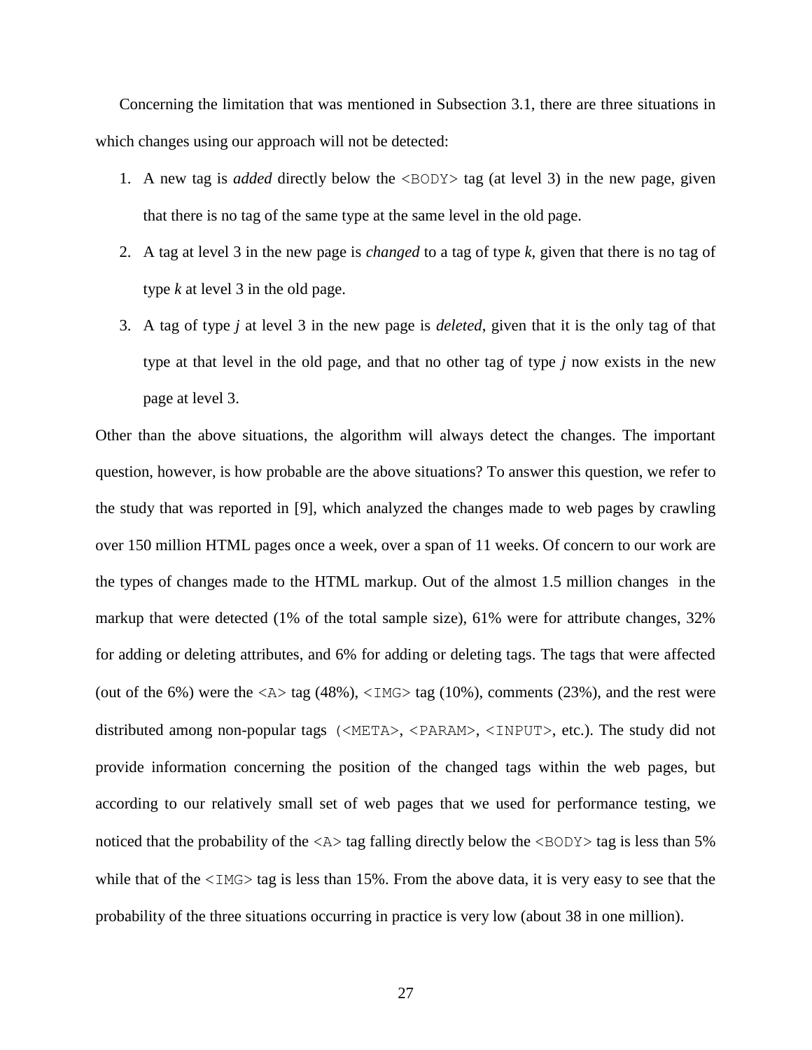Concerning the limitation that was mentioned in Subsection 3.1, there are three situations in which changes using our approach will not be detected:

1. A new tag is *added* directly below the `<BODY>` tag (at level 3) in the new page, given that there is no tag of the same type at the same level in the old page.
2. A tag at level 3 in the new page is *changed* to a tag of type *k*, given that there is no tag of type *k* at level 3 in the old page.
3. A tag of type *j* at level 3 in the new page is *deleted*, given that it is the only tag of that type at that level in the old page, and that no other tag of type *j* now exists in the new page at level 3.

Other than the above situations, the algorithm will always detect the changes. The important question, however, is how probable are the above situations? To answer this question, we refer to the study that was reported in [9], which analyzed the changes made to web pages by crawling over 150 million HTML pages once a week, over a span of 11 weeks. Of concern to our work are the types of changes made to the HTML markup. Out of the almost 1.5 million changes in the markup that were detected (1% of the total sample size), 61% were for attribute changes, 32% for adding or deleting attributes, and 6% for adding or deleting tags. The tags that were affected (out of the 6%) were the `<A>` tag (48%), `<IMG>` tag (10%), comments (23%), and the rest were distributed among non-popular tags (`<META>`, `<PARAM>`, `<INPUT>`, etc.). The study did not provide information concerning the position of the changed tags within the web pages, but according to our relatively small set of web pages that we used for performance testing, we noticed that the probability of the `<A>` tag falling directly below the `<BODY>` tag is less than 5% while that of the `<IMG>` tag is less than 15%. From the above data, it is very easy to see that the probability of the three situations occurring in practice is very low (about 38 in one million).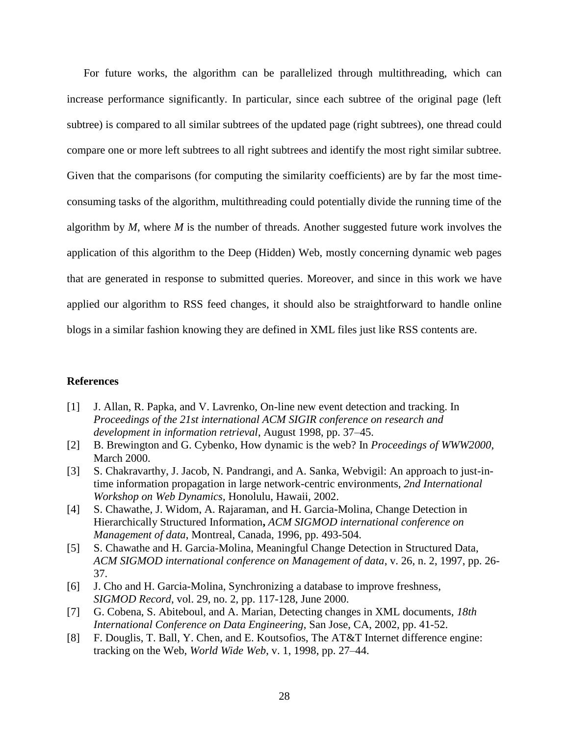For future works, the algorithm can be parallelized through multithreading, which can increase performance significantly. In particular, since each subtree of the original page (left subtree) is compared to all similar subtrees of the updated page (right subtrees), one thread could compare one or more left subtrees to all right subtrees and identify the most right similar subtree. Given that the comparisons (for computing the similarity coefficients) are by far the most time-consuming tasks of the algorithm, multithreading could potentially divide the running time of the algorithm by $M$, where $M$ is the number of threads. Another suggested future work involves the application of this algorithm to the Deep (Hidden) Web, mostly concerning dynamic web pages that are generated in response to submitted queries. Moreover, and since in this work we have applied our algorithm to RSS feed changes, it should also be straightforward to handle online blogs in a similar fashion knowing they are defined in XML files just like RSS contents are.

## References

[1] J. Allan, R. Papka, and V. Lavrenko, On-line new event detection and tracking. In *Proceedings of the 21st international ACM SIGIR conference on research and development in information retrieval*, August 1998, pp. 37–45.

[2] B. Brewington and G. Cybenko, How dynamic is the web? In *Proceedings of WWW2000*, March 2000.

[3] S. Chakravarthy, J. Jacob, N. Pandrangi, and A. Sanka, Webvigil: An approach to just-in-time information propagation in large network-centric environments, *2nd International Workshop on Web Dynamics*, Honolulu, Hawaii, 2002.

[4] S. Chawathe, J. Widom, A. Rajaraman, and H. Garcia-Molina, Change Detection in Hierarchically Structured Information**,** *ACM SIGMOD international conference on Management of data*, Montreal, Canada, 1996, pp. 493-504.

[5] S. Chawathe and H. Garcia-Molina, Meaningful Change Detection in Structured Data, *ACM SIGMOD international conference on Management of data*, v. 26, n. 2, 1997, pp. 26-37.

[6] J. Cho and H. Garcia-Molina, Synchronizing a database to improve freshness, *SIGMOD Record*, vol. 29, no. 2, pp. 117-128, June 2000.

[7] G. Cobena, S. Abiteboul, and A. Marian, Detecting changes in XML documents, *18th International Conference on Data Engineering*, San Jose, CA, 2002, pp. 41-52.

[8] F. Douglis, T. Ball, Y. Chen, and E. Koutsofios, The AT&T Internet difference engine: tracking on the Web, *World Wide Web*, v. 1, 1998, pp. 27–44.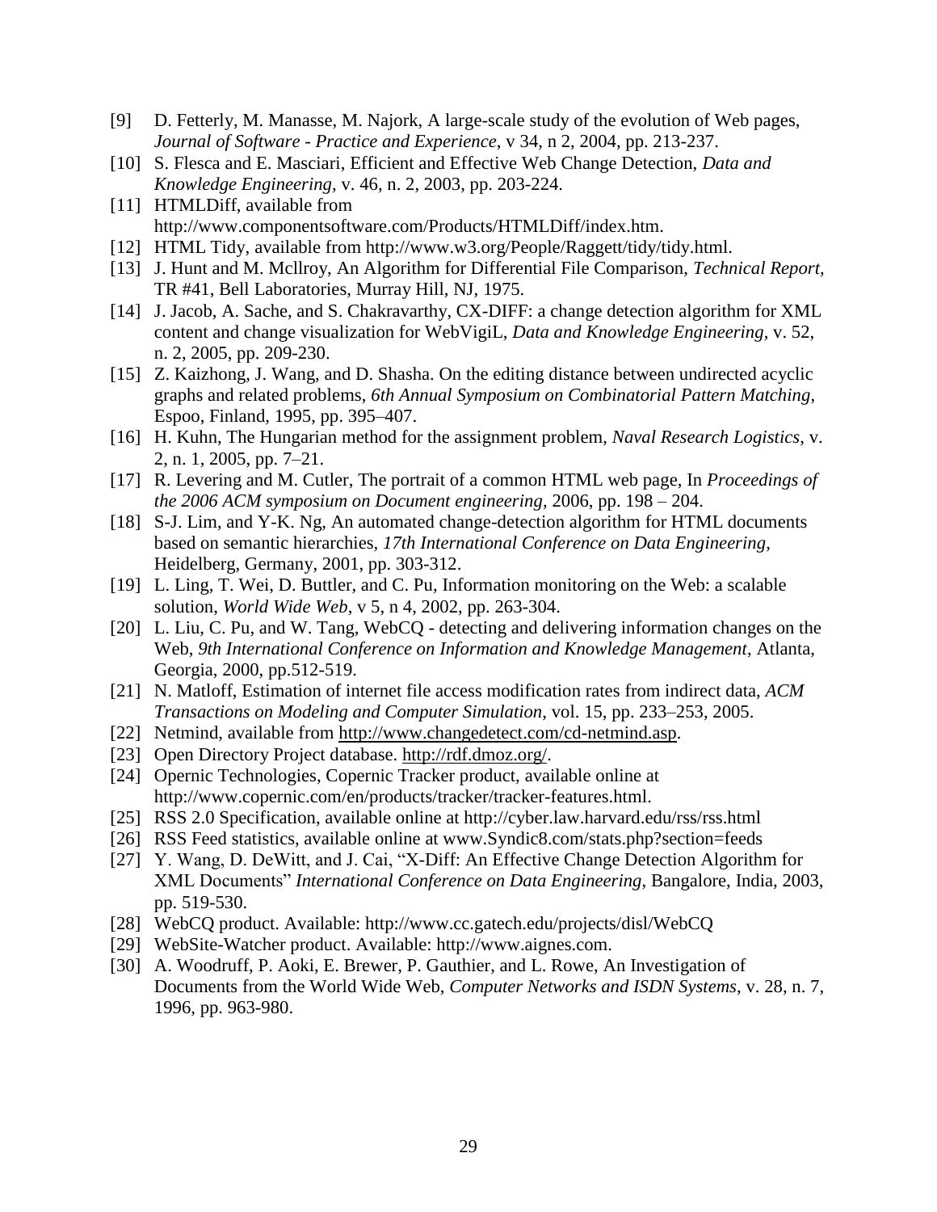[9] D. Fetterly, M. Manasse, M. Najork, A large-scale study of the evolution of Web pages, *Journal of Software - Practice and Experience*, v 34, n 2, 2004, pp. 213-237.

[10] S. Flesca and E. Masciari, Efficient and Effective Web Change Detection, *Data and Knowledge Engineering*, v. 46, n. 2, 2003, pp. 203-224.

[11] HTMLDiff, available from http://www.componentsoftware.com/Products/HTMLDiff/index.htm.

[12] HTML Tidy, available from http://www.w3.org/People/Raggett/tidy/tidy.html.

[13] J. Hunt and M. Mcllroy, An Algorithm for Differential File Comparison, *Technical Report*, TR #41, Bell Laboratories, Murray Hill, NJ, 1975.

[14] J. Jacob, A. Sache, and S. Chakravarthy, CX-DIFF: a change detection algorithm for XML content and change visualization for WebVigiL, *Data and Knowledge Engineering*, v. 52, n. 2, 2005, pp. 209-230.

[15] Z. Kaizhong, J. Wang, and D. Shasha. On the editing distance between undirected acyclic graphs and related problems, *6th Annual Symposium on Combinatorial Pattern Matching*, Espoo, Finland, 1995, pp. 395–407.

[16] H. Kuhn, The Hungarian method for the assignment problem, *Naval Research Logistics*, v. 2, n. 1, 2005, pp. 7–21.

[17] R. Levering and M. Cutler, The portrait of a common HTML web page, In *Proceedings of the 2006 ACM symposium on Document engineering*, 2006, pp. 198 – 204.

[18] S-J. Lim, and Y-K. Ng, An automated change-detection algorithm for HTML documents based on semantic hierarchies, *17th International Conference on Data Engineering*, Heidelberg, Germany, 2001, pp. 303-312.

[19] L. Ling, T. Wei, D. Buttler, and C. Pu, Information monitoring on the Web: a scalable solution, *World Wide Web*, v 5, n 4, 2002, pp. 263-304.

[20] L. Liu, C. Pu, and W. Tang, WebCQ - detecting and delivering information changes on the Web, *9th International Conference on Information and Knowledge Management*, Atlanta, Georgia, 2000, pp.512-519.

[21] N. Matloff, Estimation of internet file access modification rates from indirect data, *ACM Transactions on Modeling and Computer Simulation*, vol. 15, pp. 233–253, 2005.

[22] Netmind, available from http://www.changedetect.com/cd-netmind.asp.

[23] Open Directory Project database. http://rdf.dmoz.org/.

[24] Opernic Technologies, Copernic Tracker product, available online at http://www.copernic.com/en/products/tracker/tracker-features.html.

[25] RSS 2.0 Specification, available online at http://cyber.law.harvard.edu/rss/rss.html

[26] RSS Feed statistics, available online at www.Syndic8.com/stats.php?section=feeds

[27] Y. Wang, D. DeWitt, and J. Cai, "X-Diff: An Effective Change Detection Algorithm for XML Documents" *International Conference on Data Engineering*, Bangalore, India, 2003, pp. 519-530.

[28] WebCQ product. Available: http://www.cc.gatech.edu/projects/disl/WebCQ

[29] WebSite-Watcher product. Available: http://www.aignes.com.

[30] A. Woodruff, P. Aoki, E. Brewer, P. Gauthier, and L. Rowe, An Investigation of Documents from the World Wide Web, *Computer Networks and ISDN Systems*, v. 28, n. 7, 1996, pp. 963-980.